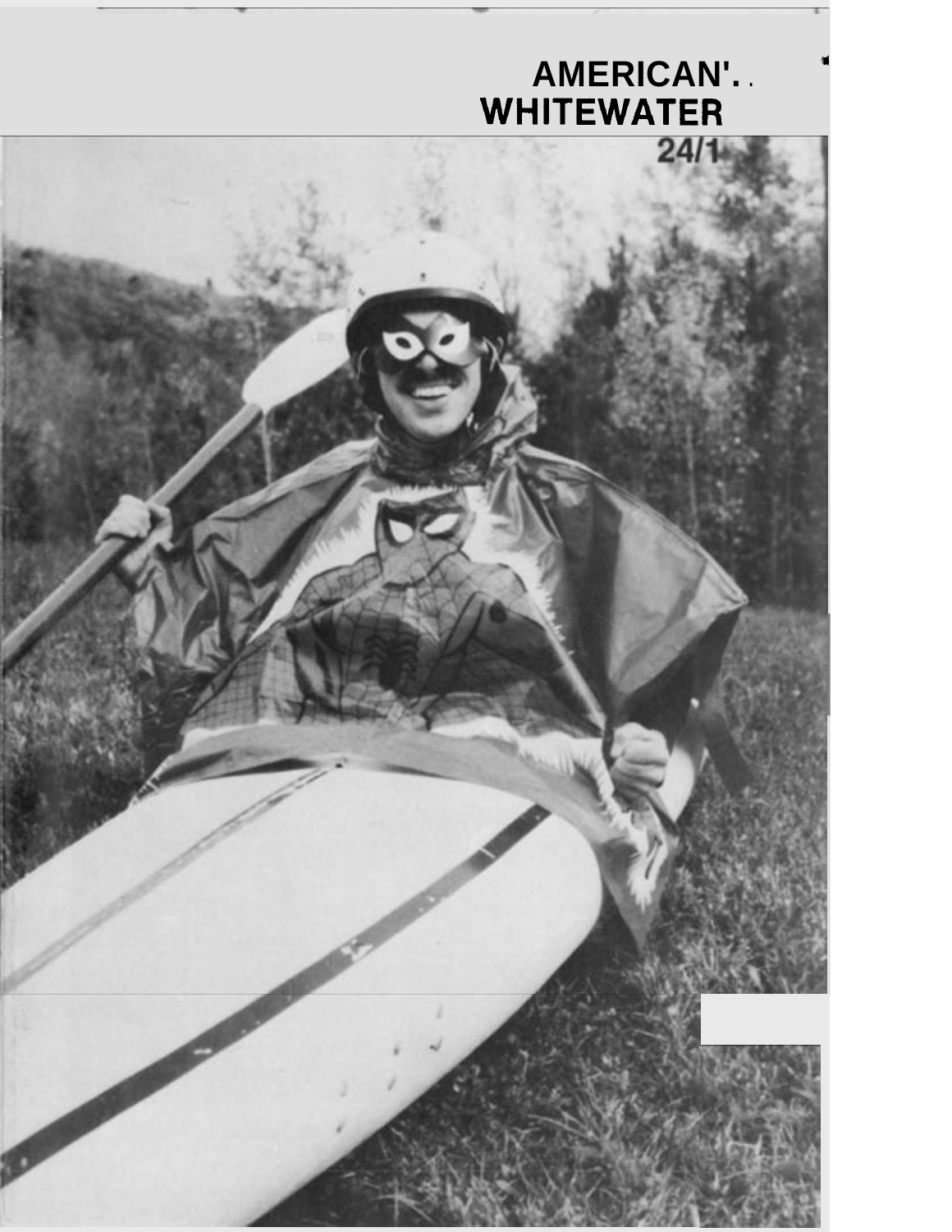# AMERICAN'. .
# WHITEWATER

24/1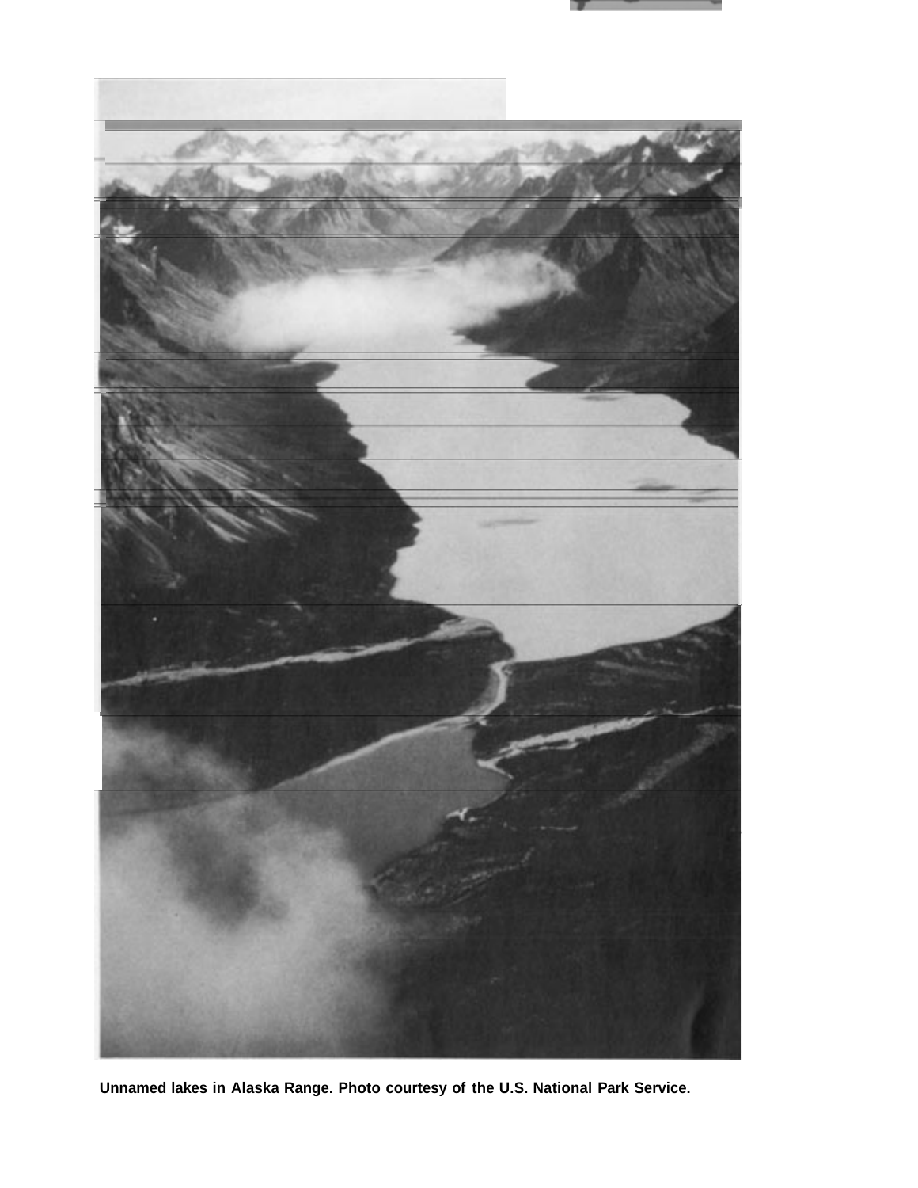Unnamed lakes in Alaska Range. Photo courtesy of the U.S. National Park Service.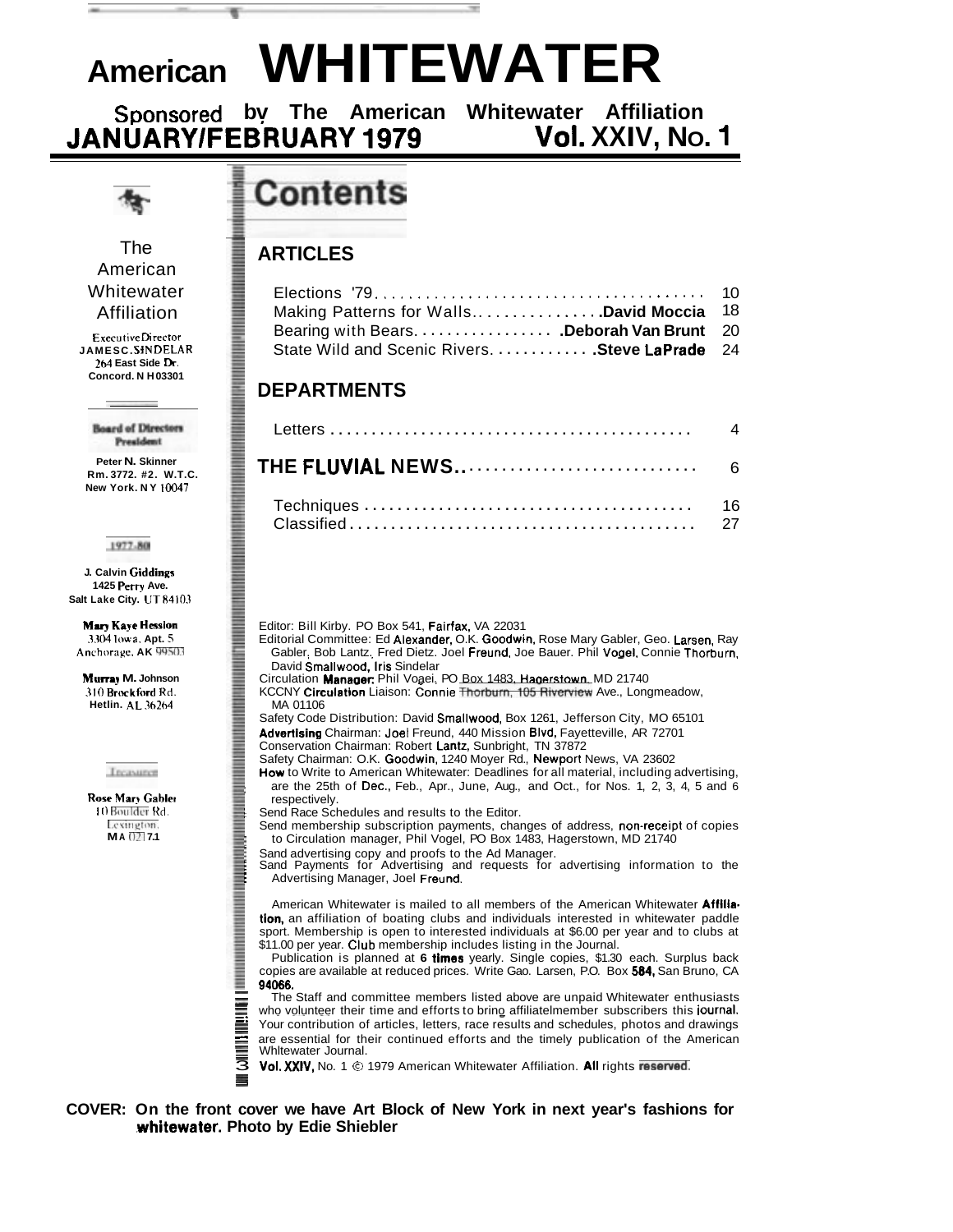# American WHITEWATER

**Sponsored by The American Whitewater Affiliation**

**JANUARY/FEBRUARY 1979 — Vol. XXIV, No. 1**

The American Whitewater Affiliation

Executive Director
JAMES C. SINDELAR
264 East Side Dr.
Concord. N H 03301

Board of Directors
President

Peter N. Skinner
Rm. 3772. #2. W.T.C.
New York. N Y 10047

1977-80

J. Calvin Giddings
1425 Perry Ave.
Salt Lake City. UT 84103

Mary Kaye Hession
3304 Iowa. Apt. 5
Anchorage. AK 99503

Murray M. Johnson
310 Brockford Rd.
Hetlin. AL 36264

Treasurer

Rose Mary Gabler
10 Boulder Rd.
Lexington.
MA 02173

# Contents

## ARTICLES

Elections '79 .......... 10
Making Patterns for Walls .......... **David Moccia** 18
Bearing with Bears .......... **Deborah Van Brunt** 20
State Wild and Scenic Rivers .......... **Steve LaPrade** 24

## DEPARTMENTS

Letters .......... 4

**THE FLUVIAL NEWS** .......... 6

Techniques .......... 16
Classified .......... 27

Editor: Bill Kirby. PO Box 541, Fairfax, VA 22031
Editorial Committee: Ed Alexander, O.K. Goodwin, Rose Mary Gabler, Geo. Larsen, Ray Gabler, Bob Lantz, Fred Dietz. Joel Freund, Joe Bauer. Phil Vogel, Connie Thorburn, David Smallwood, Iris Sindelar
Circulation Manager: Phil Vogel, PO Box 1483, Hagerstown, MD 21740
KCCNY Circulation Liaison: Connie Thorburn, 105 Riverview Ave., Longmeadow, MA 01106
Safety Code Distribution: David Smallwood, Box 1261, Jefferson City, MO 65101
Advertising Chairman: Joel Freund, 440 Mission Blvd, Fayetteville, AR 72701
Conservation Chairman: Robert Lantz, Sunbright, TN 37872
Safety Chairman: O.K. Goodwin, 1240 Moyer Rd., Newport News, VA 23602
How to Write to American Whitewater: Deadlines for all material, including advertising, are the 25th of Dec., Feb., Apr., June, Aug., and Oct., for Nos. 1, 2, 3, 4, 5 and 6 respectively.
Send Race Schedules and results to the Editor.
Send membership subscription payments, changes of address, non-receipt of copies to Circulation manager, Phil Vogel, PO Box 1483, Hagerstown, MD 21740
Sand advertising copy and proofs to the Ad Manager.
Sand Payments for Advertising and requests for advertising information to the Advertising Manager, Joel Freund.

American Whitewater is mailed to all members of the American Whitewater Affiliation, an affiliation of boating clubs and individuals interested in whitewater paddle sport. Membership is open to interested individuals at $6.00 per year and to clubs at $11.00 per year. Club membership includes listing in the Journal.

Publication is planned at **6 times** yearly. Single copies, $1.30 each. Surplus back copies are available at reduced prices. Write Gao. Larsen, P.O. Box 584, San Bruno, CA 94066.

The Staff and committee members listed above are unpaid Whitewater enthusiasts who volunteer their time and efforts to bring affiliatelmember subscribers this journal. Your contribution of articles, letters, race results and schedules, photos and drawings are essential for their continued efforts and the timely publication of the American Whltewater Journal.

**Vol. XXIV,** No. 1 © 1979 American Whitewater Affiliation. **All** rights **reserved**.

**COVER: On the front cover we have Art Block of New York in next year's fashions for whitewater. Photo by Edie Shiebler**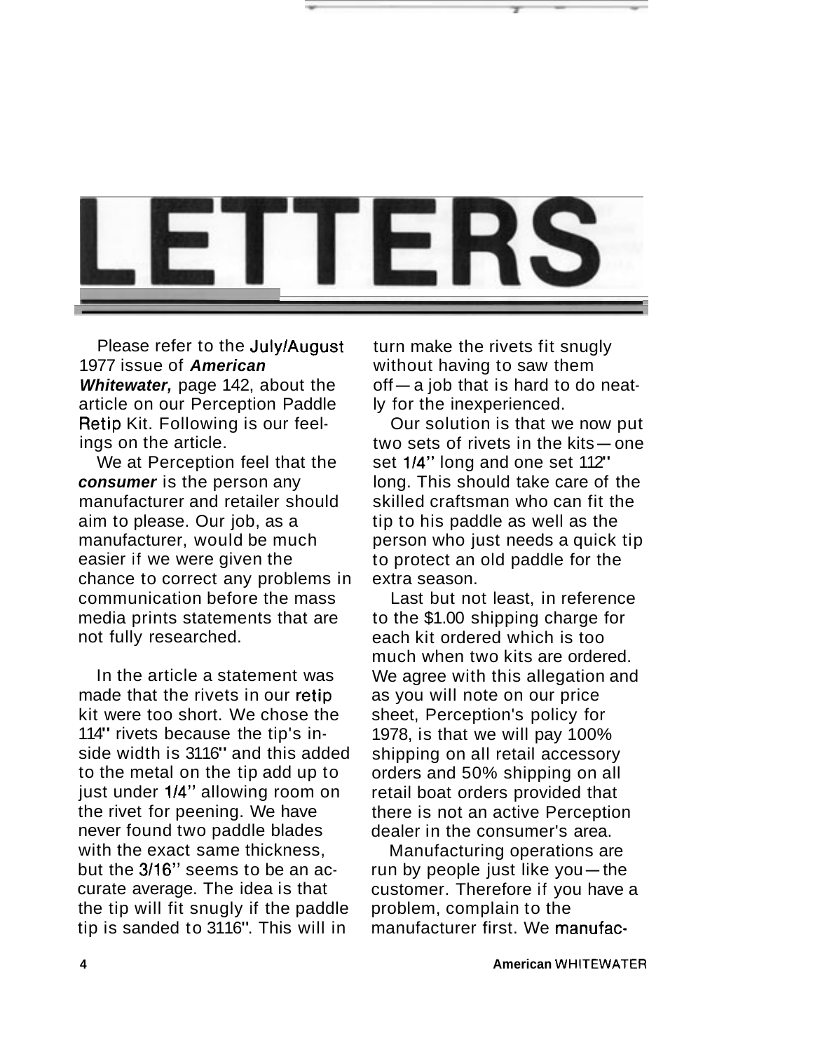# LETTERS

Please refer to the July/August 1977 issue of ***American Whitewater,*** page 142, about the article on our Perception Paddle Retip Kit. Following is our feelings on the article.

We at Perception feel that the ***consumer*** is the person any manufacturer and retailer should aim to please. Our job, as a manufacturer, would be much easier if we were given the chance to correct any problems in communication before the mass media prints statements that are not fully researched.

In the article a statement was made that the rivets in our retip kit were too short. We chose the 114" rivets because the tip's inside width is 3116" and this added to the metal on the tip add up to just under 1/4'' allowing room on the rivet for peening. We have never found two paddle blades with the exact same thickness, but the 3/16'' seems to be an accurate average. The idea is that the tip will fit snugly if the paddle tip is sanded to 3116". This will in turn make the rivets fit snugly without having to saw them off—a job that is hard to do neatly for the inexperienced.

Our solution is that we now put two sets of rivets in the kits—one set 1/4'' long and one set 112" long. This should take care of the skilled craftsman who can fit the tip to his paddle as well as the person who just needs a quick tip to protect an old paddle for the extra season.

Last but not least, in reference to the $1.00 shipping charge for each kit ordered which is too much when two kits are ordered. We agree with this allegation and as you will note on our price sheet, Perception's policy for 1978, is that we will pay 100% shipping on all retail accessory orders and 50% shipping on all retail boat orders provided that there is not an active Perception dealer in the consumer's area.

Manufacturing operations are run by people just like you—the customer. Therefore if you have a problem, complain to the manufacturer first. We manufac-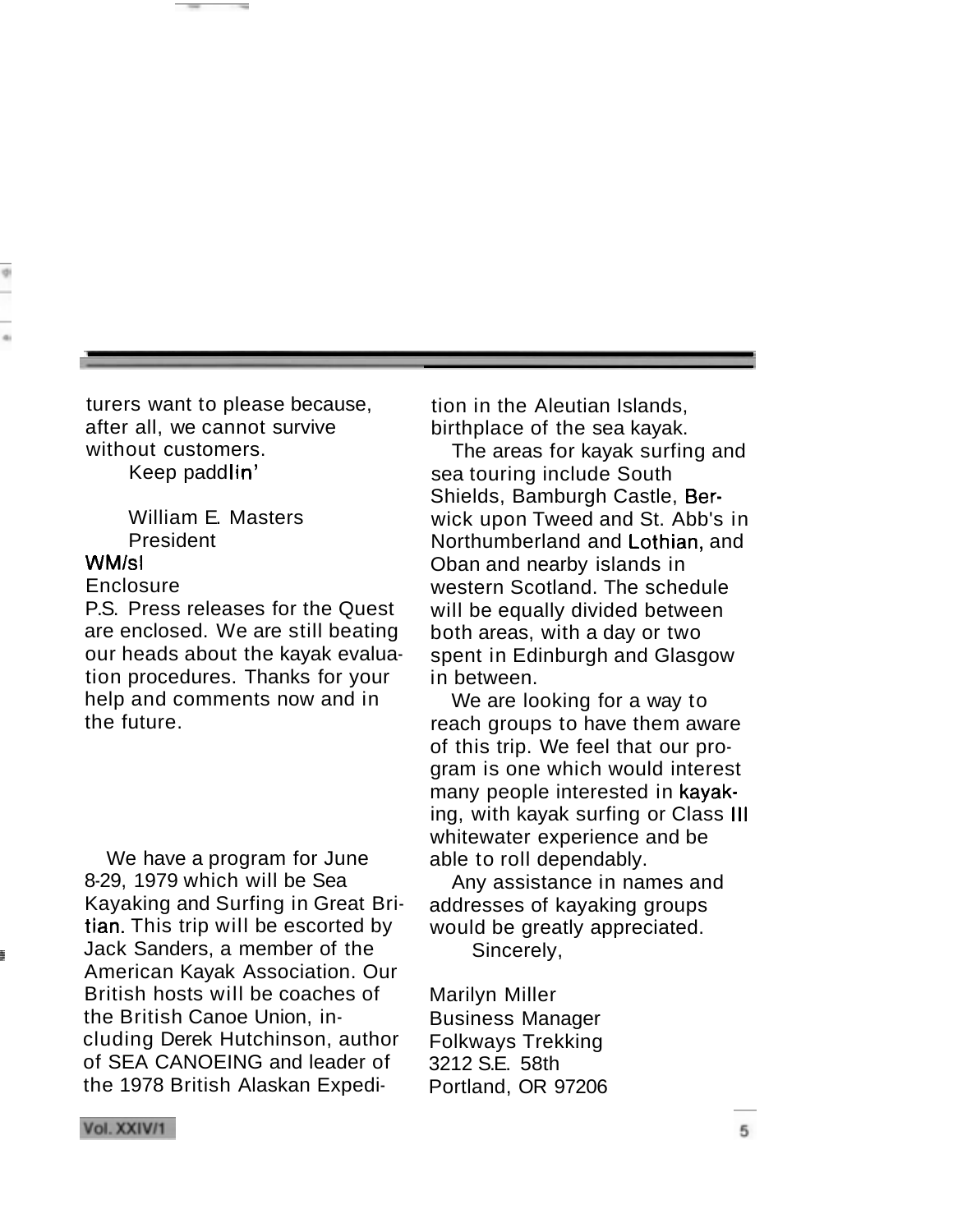turers want to please because, after all, we cannot survive without customers.

Keep paddlin'

William E. Masters
President

WM/sl
Enclosure

P.S. Press releases for the Quest are enclosed. We are still beating our heads about the kayak evaluation procedures. Thanks for your help and comments now and in the future.

We have a program for June 8-29, 1979 which will be Sea Kayaking and Surfing in Great Britian. This trip will be escorted by Jack Sanders, a member of the American Kayak Association. Our British hosts will be coaches of the British Canoe Union, including Derek Hutchinson, author of SEA CANOEING and leader of the 1978 British Alaskan Expedition in the Aleutian Islands, birthplace of the sea kayak.

The areas for kayak surfing and sea touring include South Shields, Bamburgh Castle, Berwick upon Tweed and St. Abb's in Northumberland and Lothian, and Oban and nearby islands in western Scotland. The schedule will be equally divided between both areas, with a day or two spent in Edinburgh and Glasgow in between.

We are looking for a way to reach groups to have them aware of this trip. We feel that our program is one which would interest many people interested in kayaking, with kayak surfing or Class III whitewater experience and be able to roll dependably.

Any assistance in names and addresses of kayaking groups would be greatly appreciated.

Sincerely,

Marilyn Miller
Business Manager
Folkways Trekking
3212 S.E. 58th
Portland, OR 97206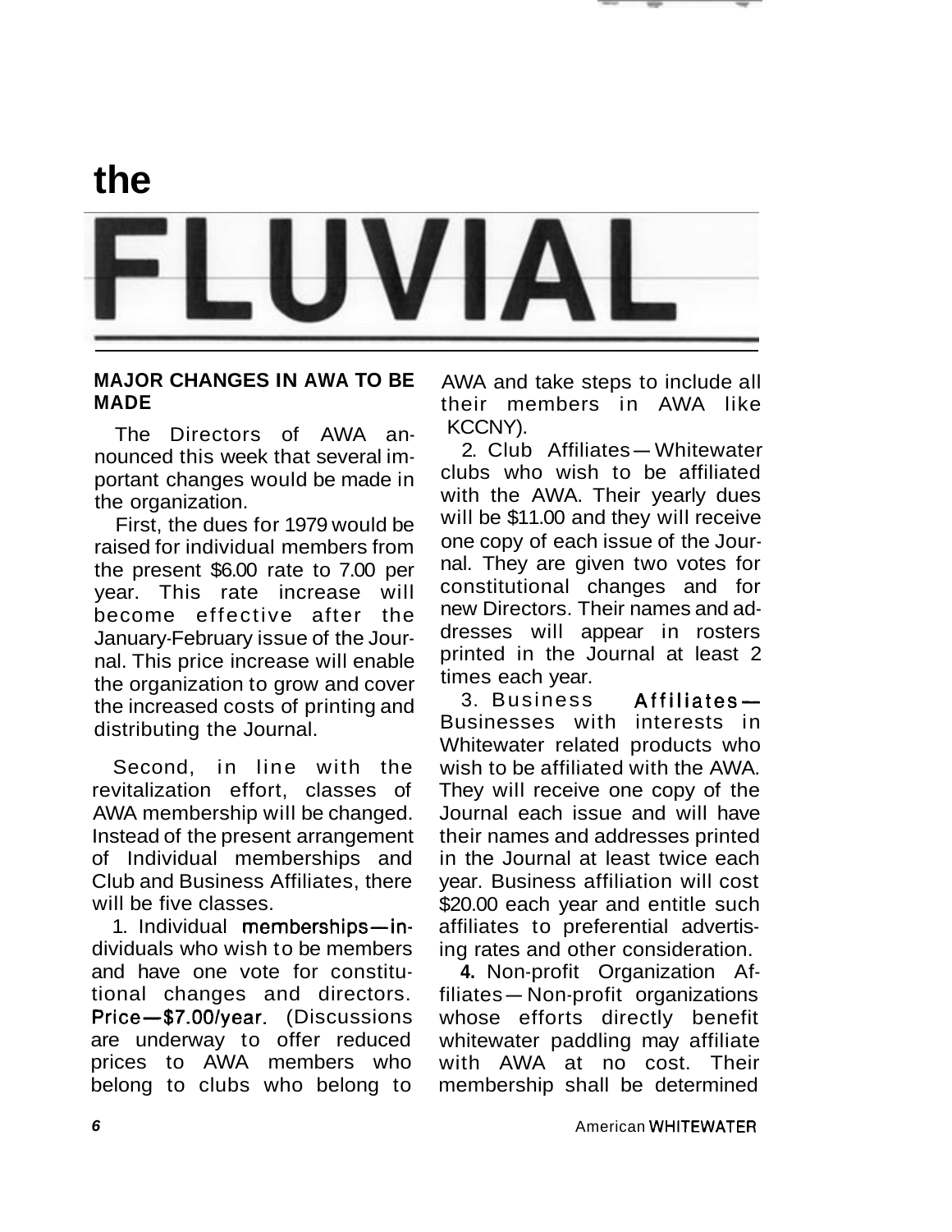# the FLUVIAL

## MAJOR CHANGES IN AWA TO BE MADE

The Directors of AWA announced this week that several important changes would be made in the organization.

First, the dues for 1979 would be raised for individual members from the present $6.00 rate to 7.00 per year. This rate increase will become effective after the January-February issue of the Journal. This price increase will enable the organization to grow and cover the increased costs of printing and distributing the Journal.

Second, in line with the revitalization effort, classes of AWA membership will be changed. Instead of the present arrangement of Individual memberships and Club and Business Affiliates, there will be five classes.

1. Individual memberships—individuals who wish to be members and have one vote for constitutional changes and directors. Price—$7.00/year. (Discussions are underway to offer reduced prices to AWA members who belong to clubs who belong to AWA and take steps to include all their members in AWA like KCCNY).

2. Club Affiliates—Whitewater clubs who wish to be affiliated with the AWA. Their yearly dues will be $11.00 and they will receive one copy of each issue of the Journal. They are given two votes for constitutional changes and for new Directors. Their names and addresses will appear in rosters printed in the Journal at least 2 times each year.

3. Business Affiliates—Businesses with interests in Whitewater related products who wish to be affiliated with the AWA. They will receive one copy of the Journal each issue and will have their names and addresses printed in the Journal at least twice each year. Business affiliation will cost $20.00 each year and entitle such affiliates to preferential advertising rates and other consideration.

4. Non-profit Organization Affiliates—Non-profit organizations whose efforts directly benefit whitewater paddling may affiliate with AWA at no cost. Their membership shall be determined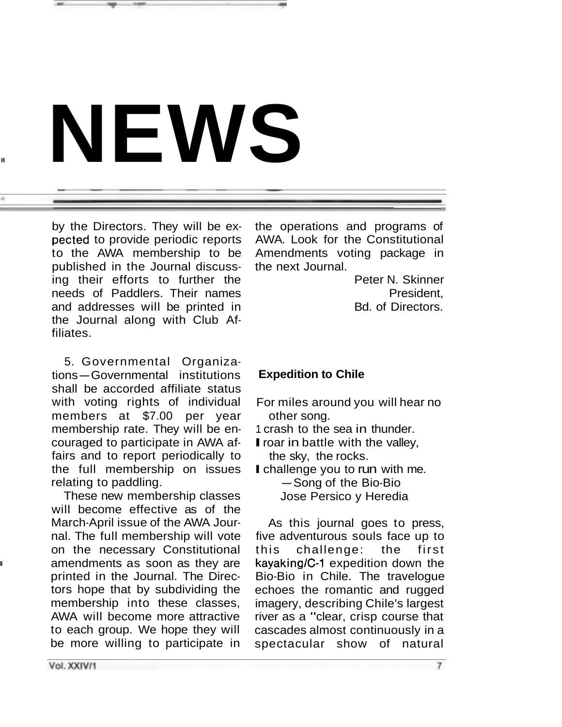# NEWS

by the Directors. They will be expected to provide periodic reports to the AWA membership to be published in the Journal discussing their efforts to further the needs of Paddlers. Their names and addresses will be printed in the Journal along with Club Affiliates.

5. Governmental Organizations—Governmental institutions shall be accorded affiliate status with voting rights of individual members at $7.00 per year membership rate. They will be encouraged to participate in AWA affairs and to report periodically to the full membership on issues relating to paddling.

These new membership classes will become effective as of the March-April issue of the AWA Journal. The full membership will vote on the necessary Constitutional amendments as soon as they are printed in the Journal. The Directors hope that by subdividing the membership into these classes, AWA will become more attractive to each group. We hope they will be more willing to participate in the operations and programs of AWA. Look for the Constitutional Amendments voting package in the next Journal.

Peter N. Skinner
President,
Bd. of Directors.

### Expedition to Chile

For miles around you will hear no other song.
I crash to the sea in thunder.
I roar in battle with the valley, the sky, the rocks.
I challenge you to run with me.

—Song of the Bio-Bio
Jose Persico y Heredia

As this journal goes to press, five adventurous souls face up to this challenge: the first kayaking/C-1 expedition down the Bio-Bio in Chile. The travelogue echoes the romantic and rugged imagery, describing Chile's largest river as a "clear, crisp course that cascades almost continuously in a spectacular show of natural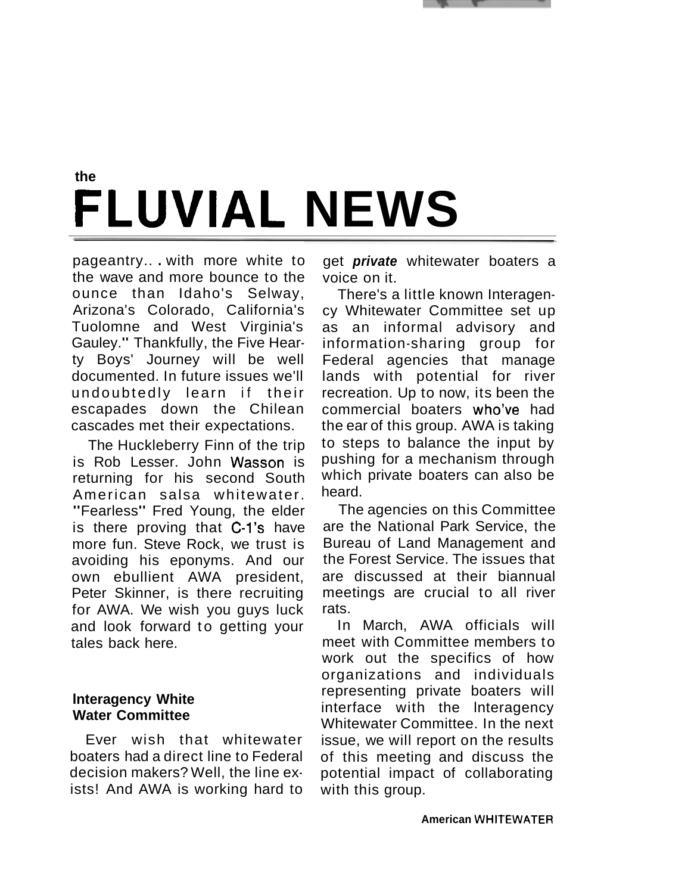the

# FLUVIAL NEWS

pageantry.. . with more white to the wave and more bounce to the ounce than Idaho's Selway, Arizona's Colorado, California's Tuolomne and West Virginia's Gauley." Thankfully, the Five Hearty Boys' Journey will be well documented. In future issues we'll undoubtedly learn if their escapades down the Chilean cascades met their expectations.

The Huckleberry Finn of the trip is Rob Lesser. John Wasson is returning for his second South American salsa whitewater. "Fearless" Fred Young, the elder is there proving that C-1's have more fun. Steve Rock, we trust is avoiding his eponyms. And our own ebullient AWA president, Peter Skinner, is there recruiting for AWA. We wish you guys luck and look forward to getting your tales back here.

### Interagency White Water Committee

Ever wish that whitewater boaters had a direct line to Federal decision makers? Well, the line exists! And AWA is working hard to get ***private*** whitewater boaters a voice on it.

There's a little known Interagency Whitewater Committee set up as an informal advisory and information-sharing group for Federal agencies that manage lands with potential for river recreation. Up to now, its been the commercial boaters who've had the ear of this group. AWA is taking to steps to balance the input by pushing for a mechanism through which private boaters can also be heard.

The agencies on this Committee are the National Park Service, the Bureau of Land Management and the Forest Service. The issues that are discussed at their biannual meetings are crucial to all river rats.

In March, AWA officials will meet with Committee members to work out the specifics of how organizations and individuals representing private boaters will interface with the lnteragency Whitewater Committee. In the next issue, we will report on the results of this meeting and discuss the potential impact of collaborating with this group.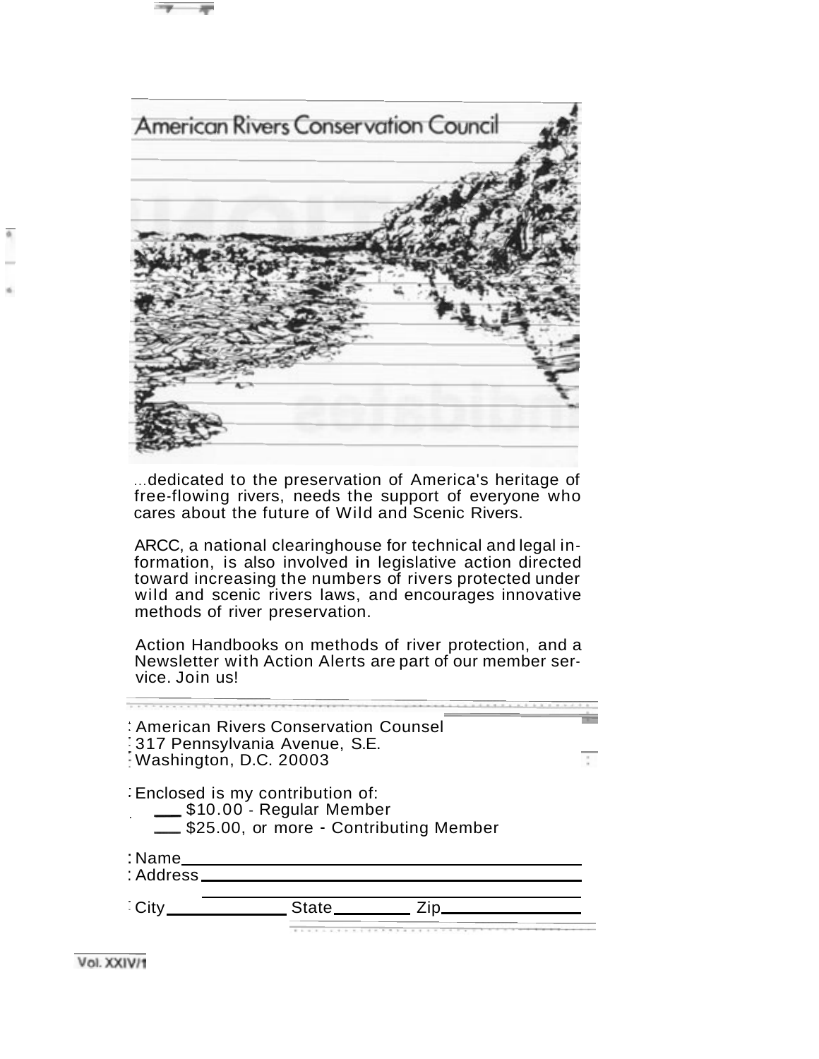# American Rivers Conservation Council

...dedicated to the preservation of America's heritage of free-flowing rivers, needs the support of everyone who cares about the future of Wild and Scenic Rivers.

ARCC, a national clearinghouse for technical and legal information, is also involved in legislative action directed toward increasing the numbers of rivers protected under wild and scenic rivers laws, and encourages innovative methods of river preservation.

Action Handbooks on methods of river protection, and a Newsletter with Action Alerts are part of our member service. Join us!

American Rivers Conservation Counsel
317 Pennsylvania Avenue, S.E.
Washington, D.C. 20003

Enclosed is my contribution of:

- ___ $10.00 - Regular Member
- ___ $25.00, or more - Contributing Member

Name ____________________

Address ____________________

____________________

City __________ State __________ Zip __________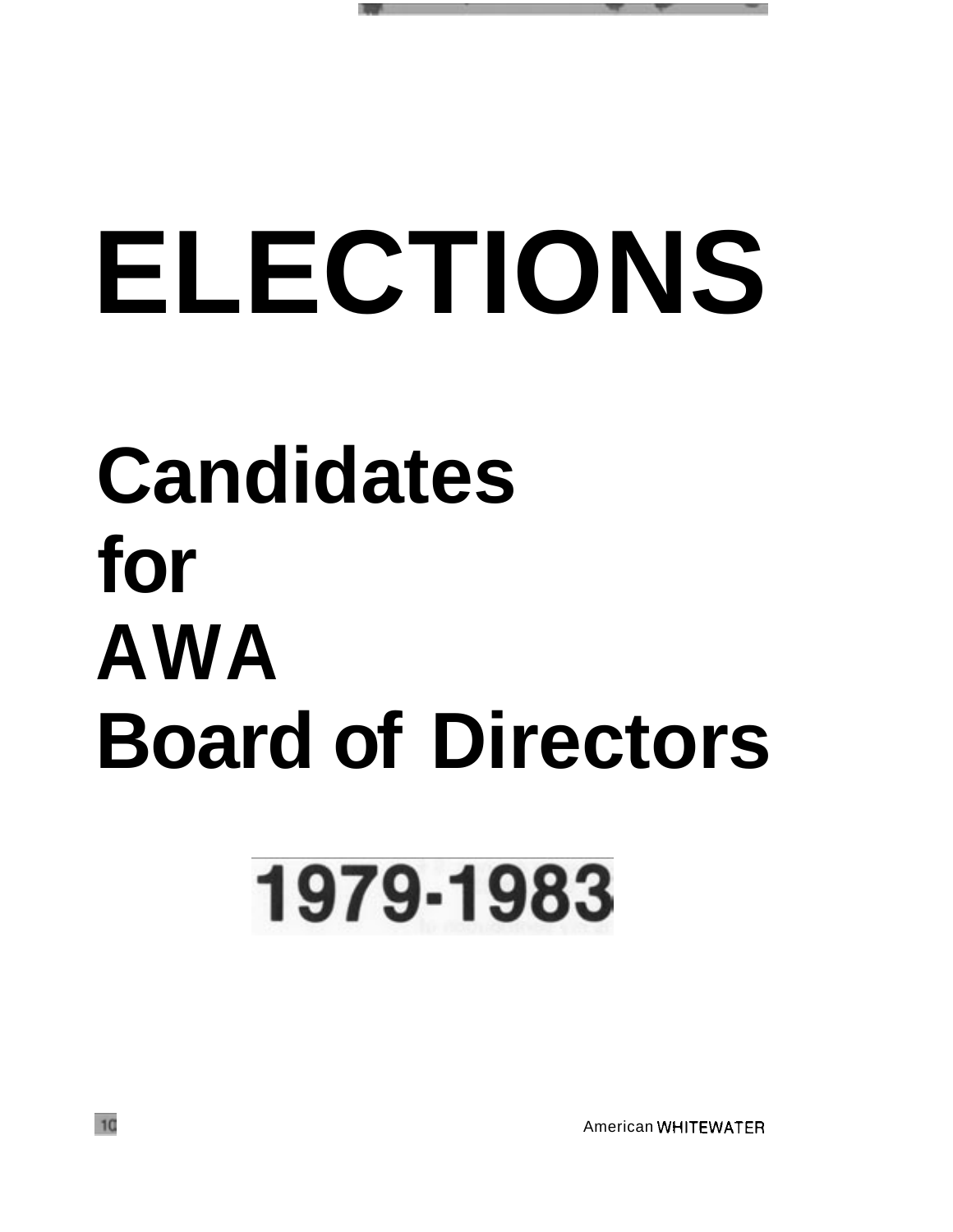# ELECTIONS

## Candidates for AWA Board of Directors

## 1979-1983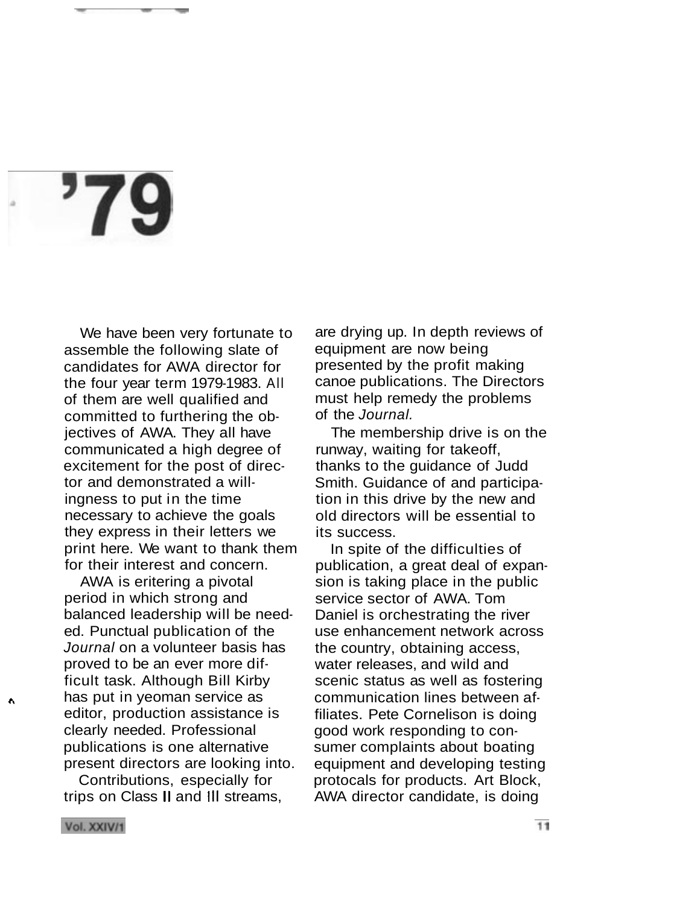# '79

We have been very fortunate to assemble the following slate of candidates for AWA director for the four year term 1979-1983. All of them are well qualified and committed to furthering the objectives of AWA. They all have communicated a high degree of excitement for the post of director and demonstrated a willingness to put in the time necessary to achieve the goals they express in their letters we print here. We want to thank them for their interest and concern.

AWA is eritering a pivotal period in which strong and balanced leadership will be needed. Punctual publication of the *Journal* on a volunteer basis has proved to be an ever more difficult task. Although Bill Kirby has put in yeoman service as editor, production assistance is clearly needed. Professional publications is one alternative present directors are looking into.

Contributions, especially for trips on Class II and III streams, are drying up. In depth reviews of equipment are now being presented by the profit making canoe publications. The Directors must help remedy the problems of the *Journal.*

The membership drive is on the runway, waiting for takeoff, thanks to the guidance of Judd Smith. Guidance of and participation in this drive by the new and old directors will be essential to its success.

In spite of the difficulties of publication, a great deal of expansion is taking place in the public service sector of AWA. Tom Daniel is orchestrating the river use enhancement network across the country, obtaining access, water releases, and wild and scenic status as well as fostering communication lines between affiliates. Pete Cornelison is doing good work responding to consumer complaints about boating equipment and developing testing protocals for products. Art Block, AWA director candidate, is doing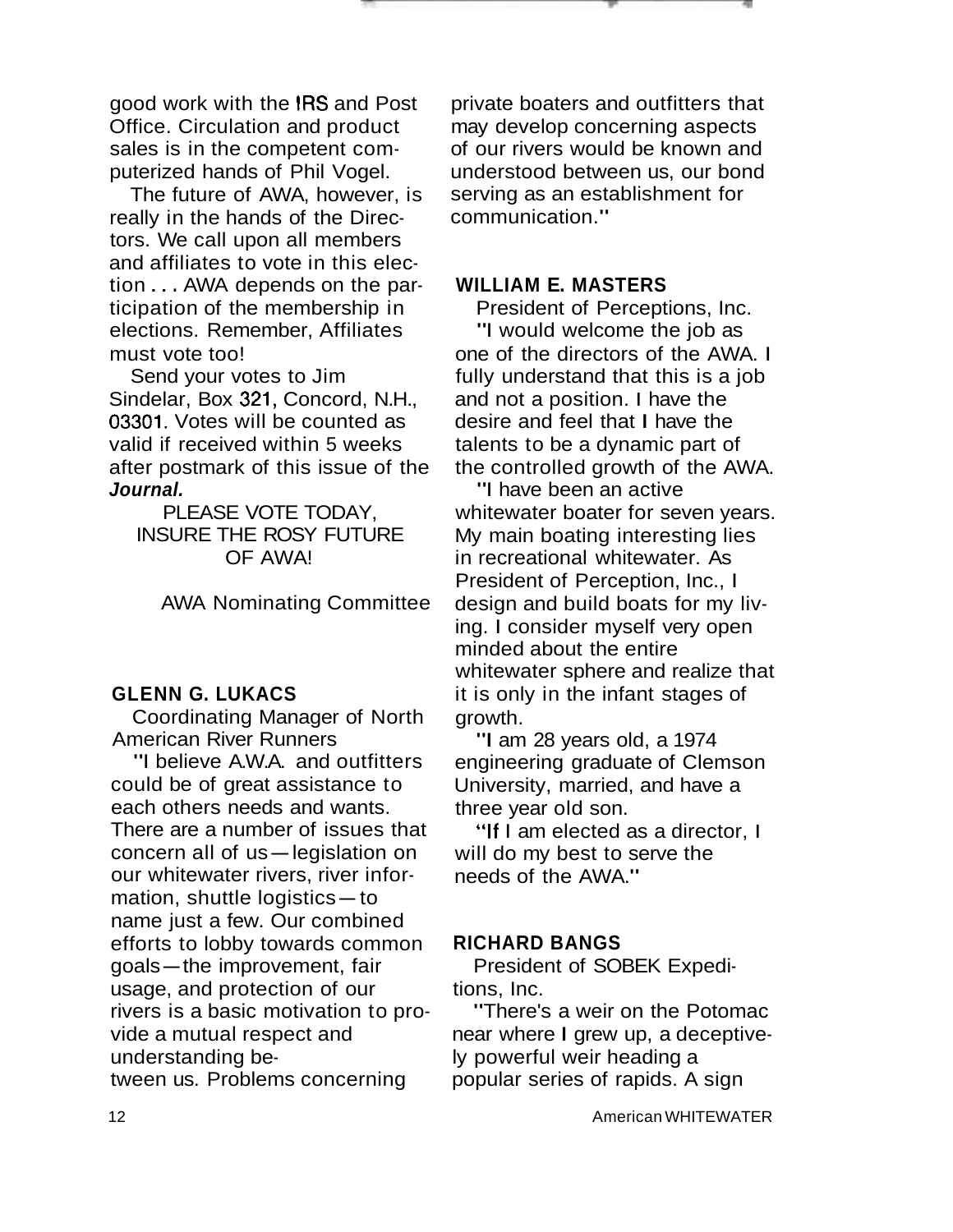good work with the IRS and Post Office. Circulation and product sales is in the competent computerized hands of Phil Vogel.

The future of AWA, however, is really in the hands of the Directors. We call upon all members and affiliates to vote in this election . . . AWA depends on the participation of the membership in elections. Remember, Affiliates must vote too!

Send your votes to Jim Sindelar, Box 321, Concord, N.H., 03301. Votes will be counted as valid if received within 5 weeks after postmark of this issue of the ***Journal.***

PLEASE VOTE TODAY,
INSURE THE ROSY FUTURE
OF AWA!

AWA Nominating Committee

**GLENN G. LUKACS**

Coordinating Manager of North American River Runners

"I believe A.W.A. and outfitters could be of great assistance to each others needs and wants. There are a number of issues that concern all of us—legislation on our whitewater rivers, river information, shuttle logistics—to name just a few. Our combined efforts to lobby towards common goals—the improvement, fair usage, and protection of our rivers is a basic motivation to provide a mutual respect and understanding between us. Problems concerning private boaters and outfitters that may develop concerning aspects of our rivers would be known and understood between us, our bond serving as an establishment for communication."

**WILLIAM E. MASTERS**

President of Perceptions, Inc.

"I would welcome the job as one of the directors of the AWA. I fully understand that this is a job and not a position. I have the desire and feel that I have the talents to be a dynamic part of the controlled growth of the AWA.

"I have been an active whitewater boater for seven years. My main boating interesting lies in recreational whitewater. As President of Perception, Inc., I design and build boats for my living. I consider myself very open minded about the entire whitewater sphere and realize that it is only in the infant stages of growth.

"I am 28 years old, a 1974 engineering graduate of Clemson University, married, and have a three year old son.

"If I am elected as a director, I will do my best to serve the needs of the AWA."

**RICHARD BANGS**

President of SOBEK Expeditions, Inc.

"There's a weir on the Potomac near where I grew up, a deceptively powerful weir heading a popular series of rapids. A sign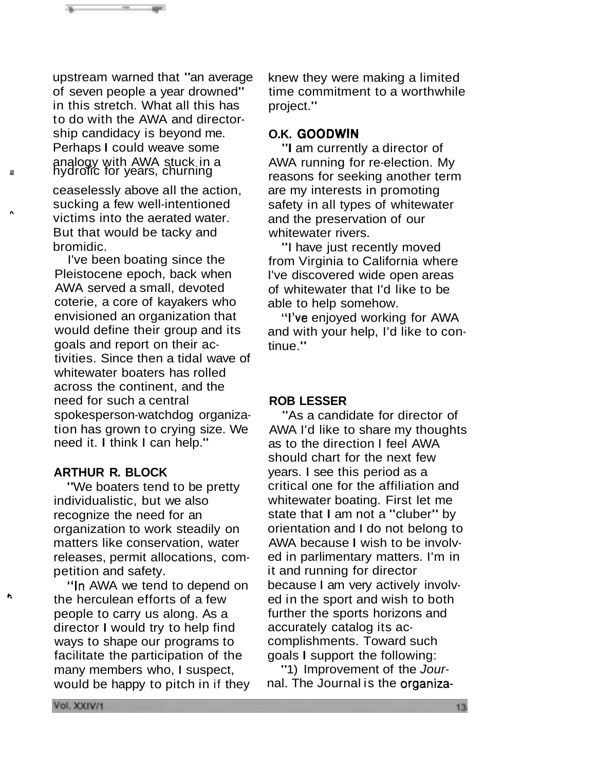upstream warned that "an average of seven people a year drowned" in this stretch. What all this has to do with the AWA and directorship candidacy is beyond me. Perhaps I could weave some analogy with AWA stuck in a hydrolic for years, churning ceaselessly above all the action, sucking a few well-intentioned victims into the aerated water. But that would be tacky and bromidic.

I've been boating since the Pleistocene epoch, back when AWA served a small, devoted coterie, a core of kayakers who envisioned an organization that would define their group and its goals and report on their activities. Since then a tidal wave of whitewater boaters has rolled across the continent, and the need for such a central spokesperson-watchdog organization has grown to crying size. We need it. I think I can help."

**ARTHUR R. BLOCK**

"We boaters tend to be pretty individualistic, but we also recognize the need for an organization to work steadily on matters like conservation, water releases, permit allocations, competition and safety.

"In AWA we tend to depend on the herculean efforts of a few people to carry us along. As a director I would try to help find ways to shape our programs to facilitate the participation of the many members who, I suspect, would be happy to pitch in if they knew they were making a limited time commitment to a worthwhile project."

**O.K. GOODWIN**

"I am currently a director of AWA running for re-election. My reasons for seeking another term are my interests in promoting safety in all types of whitewater and the preservation of our whitewater rivers.

"I have just recently moved from Virginia to California where I've discovered wide open areas of whitewater that I'd like to be able to help somehow.

"I've enjoyed working for AWA and with your help, I'd like to continue."

**ROB LESSER**

"As a candidate for director of AWA I'd like to share my thoughts as to the direction I feel AWA should chart for the next few years. I see this period as a critical one for the affiliation and whitewater boating. First let me state that I am not a "cluber" by orientation and I do not belong to AWA because I wish to be involved in parlimentary matters. I'm in it and running for director because I am very actively involved in the sport and wish to both further the sports horizons and accurately catalog its accomplishments. Toward such goals I support the following:

"1) Improvement of the *Journal*. The Journal is the organiza-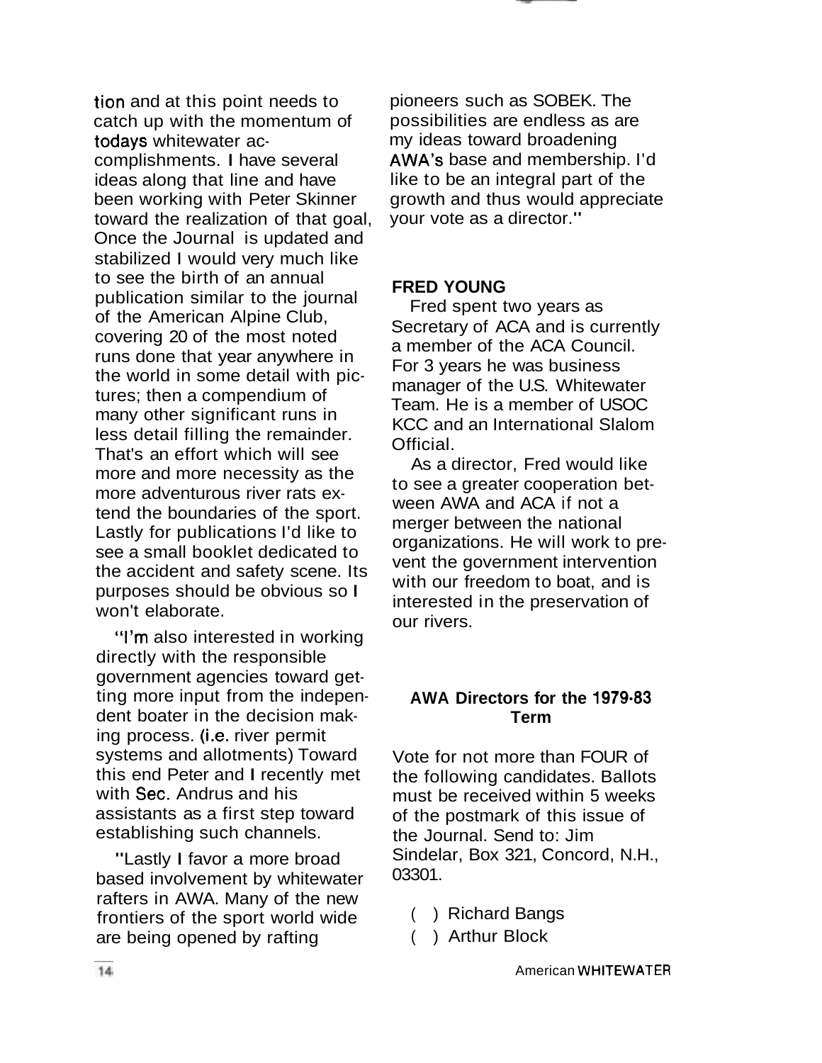tion and at this point needs to catch up with the momentum of todays whitewater accomplishments. I have several ideas along that line and have been working with Peter Skinner toward the realization of that goal, Once the Journal is updated and stabilized I would very much like to see the birth of an annual publication similar to the journal of the American Alpine Club, covering 20 of the most noted runs done that year anywhere in the world in some detail with pictures; then a compendium of many other significant runs in less detail filling the remainder. That's an effort which will see more and more necessity as the more adventurous river rats extend the boundaries of the sport. Lastly for publications I'd like to see a small booklet dedicated to the accident and safety scene. Its purposes should be obvious so I won't elaborate.

"I'm also interested in working directly with the responsible government agencies toward getting more input from the independent boater in the decision making process. (i.e. river permit systems and allotments) Toward this end Peter and I recently met with Sec. Andrus and his assistants as a first step toward establishing such channels.

"Lastly I favor a more broad based involvement by whitewater rafters in AWA. Many of the new frontiers of the sport world wide are being opened by rafting pioneers such as SOBEK. The possibilities are endless as are my ideas toward broadening AWA's base and membership. I'd like to be an integral part of the growth and thus would appreciate your vote as a director."

**FRED YOUNG**

Fred spent two years as Secretary of ACA and is currently a member of the ACA Council. For 3 years he was business manager of the U.S. Whitewater Team. He is a member of USOC KCC and an International Slalom Official.

As a director, Fred would like to see a greater cooperation between AWA and ACA if not a merger between the national organizations. He will work to prevent the government intervention with our freedom to boat, and is interested in the preservation of our rivers.

**AWA Directors for the 1979-83 Term**

Vote for not more than FOUR of the following candidates. Ballots must be received within 5 weeks of the postmark of this issue of the Journal. Send to: Jim Sindelar, Box 321, Concord, N.H., 03301.

( ) Richard Bangs

( ) Arthur Block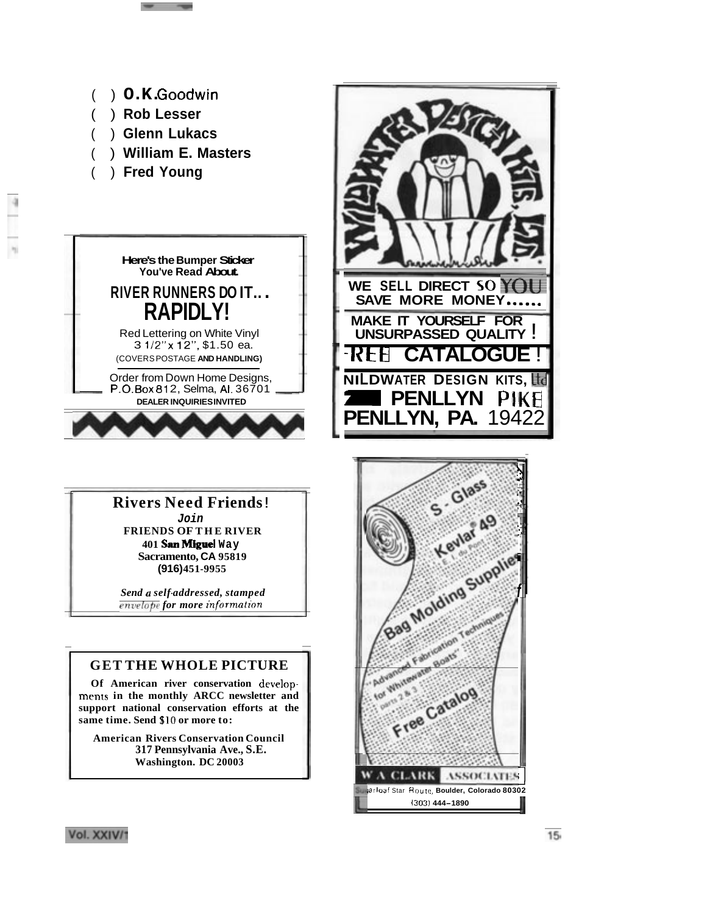( ) **O.K. Goodwin**
( ) **Rob Lesser**
( ) **Glenn Lukacs**
( ) **William E. Masters**
( ) **Fred Young**

**Here's the Bumper Sticker You've Read About.**

## RIVER RUNNERS DO IT... RAPIDLY!

Red Lettering on White Vinyl
3 1/2" x 12", $1.50 ea.
(COVERS POSTAGE AND HANDLING)

Order from Down Home Designs,
P.O. Box 812, Selma, Al. 36701
**DEALER INQUIRIES INVITED**

**WILDWATER DESIGN KITS, LTD.**

**WE SELL DIRECT SO YOU SAVE MORE MONEY......**

**MAKE IT YOURSELF FOR UNSURPASSED QUALITY!**

**FREE CATALOGUE!**

**WILDWATER DESIGN KITS, Ltd**
**PENLLYN PIKE**
**PENLLYN, PA. 19422**

## Rivers Need Friends!

***Join***
**FRIENDS OF THE RIVER**
**401 San Miguel Way**
**Sacramento, CA 95819**
**(916) 451-9955**

***Send a self-addressed, stamped envelope for more information***

S - Glass
Kevlar® 49
E. I. du Pont
Bag Molding Supplies
Advanced Fabrication Techniques
"Advanced Fabrication Techniques for Whitewater Boats" parts 2 & 3
Free Catalog

**W A CLARK ASSOCIATES**
Sugarloaf Star Route, **Boulder, Colorado 80302**
(303) **444-1890**

## GET THE WHOLE PICTURE

**Of American river conservation developments in the monthly ARCC newsletter and support national conservation efforts at the same time. Send $10 or more to:**

**American Rivers Conservation Council**
**317 Pennsylvania Ave., S.E.**
**Washington. DC 20003**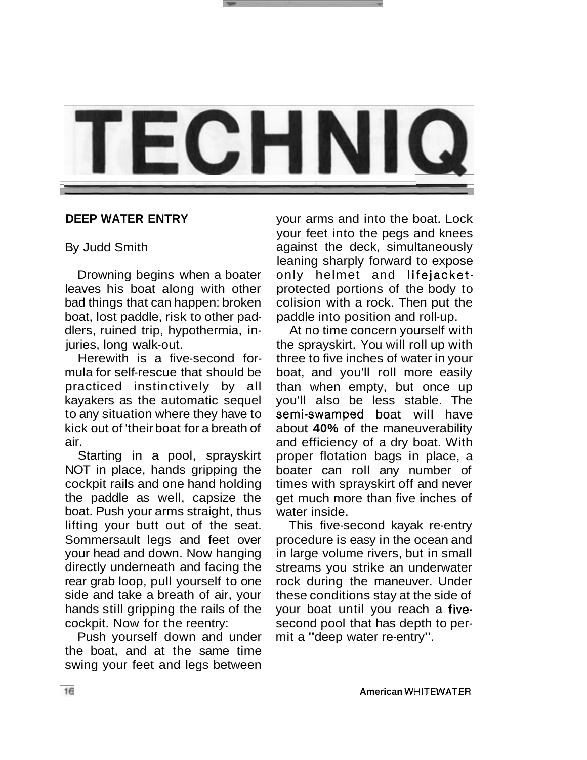# TECHNIQ

## DEEP WATER ENTRY

By Judd Smith

Drowning begins when a boater leaves his boat along with other bad things that can happen: broken boat, lost paddle, risk to other paddlers, ruined trip, hypothermia, injuries, long walk-out.

Herewith is a five-second formula for self-rescue that should be practiced instinctively by all kayakers as the automatic sequel to any situation where they have to kick out of 'their boat for a breath of air.

Starting in a pool, sprayskirt NOT in place, hands gripping the cockpit rails and one hand holding the paddle as well, capsize the boat. Push your arms straight, thus lifting your butt out of the seat. Sommersault legs and feet over your head and down. Now hanging directly underneath and facing the rear grab loop, pull yourself to one side and take a breath of air, your hands still gripping the rails of the cockpit. Now for the reentry:

Push yourself down and under the boat, and at the same time swing your feet and legs between your arms and into the boat. Lock your feet into the pegs and knees against the deck, simultaneously leaning sharply forward to expose only helmet and lifejacket-protected portions of the body to colision with a rock. Then put the paddle into position and roll-up.

At no time concern yourself with the sprayskirt. You will roll up with three to five inches of water in your boat, and you'll roll more easily than when empty, but once up you'll also be less stable. The semi-swamped boat will have about **40%** of the maneuverability and efficiency of a dry boat. With proper flotation bags in place, a boater can roll any number of times with sprayskirt off and never get much more than five inches of water inside.

This five-second kayak re-entry procedure is easy in the ocean and in large volume rivers, but in small streams you strike an underwater rock during the maneuver. Under these conditions stay at the side of your boat until you reach a five-second pool that has depth to permit a "deep water re-entry".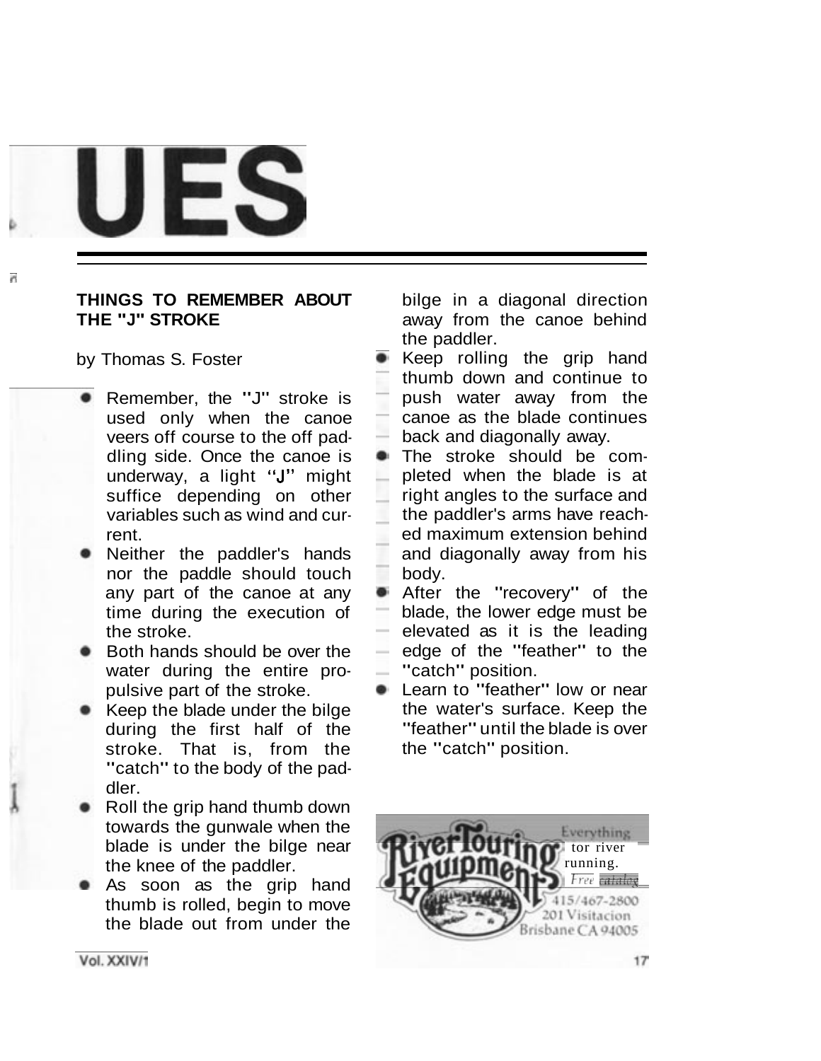UES

**THINGS TO REMEMBER ABOUT THE "J" STROKE**

by Thomas S. Foster

- Remember, the "J" stroke is used only when the canoe veers off course to the off paddling side. Once the canoe is underway, a light "J" might suffice depending on other variables such as wind and current.
- Neither the paddler's hands nor the paddle should touch any part of the canoe at any time during the execution of the stroke.
- Both hands should be over the water during the entire propulsive part of the stroke.
- Keep the blade under the bilge during the first half of the stroke. That is, from the "catch" to the body of the paddler.
- Roll the grip hand thumb down towards the gunwale when the blade is under the bilge near the knee of the paddler.
- As soon as the grip hand thumb is rolled, begin to move the blade out from under the bilge in a diagonal direction away from the canoe behind the paddler.
- Keep rolling the grip hand thumb down and continue to push water away from the canoe as the blade continues back and diagonally away.
- The stroke should be completed when the blade is at right angles to the surface and the paddler's arms have reached maximum extension behind and diagonally away from his body.
- After the "recovery" of the blade, the lower edge must be elevated as it is the leading edge of the "feather" to the "catch" position.
- Learn to "feather" low or near the water's surface. Keep the "feather" until the blade is over the "catch" position.

River Touring Equipment
Everything for river running.
Free catalog
415/467-2800
201 Visitacion
Brisbane CA 94005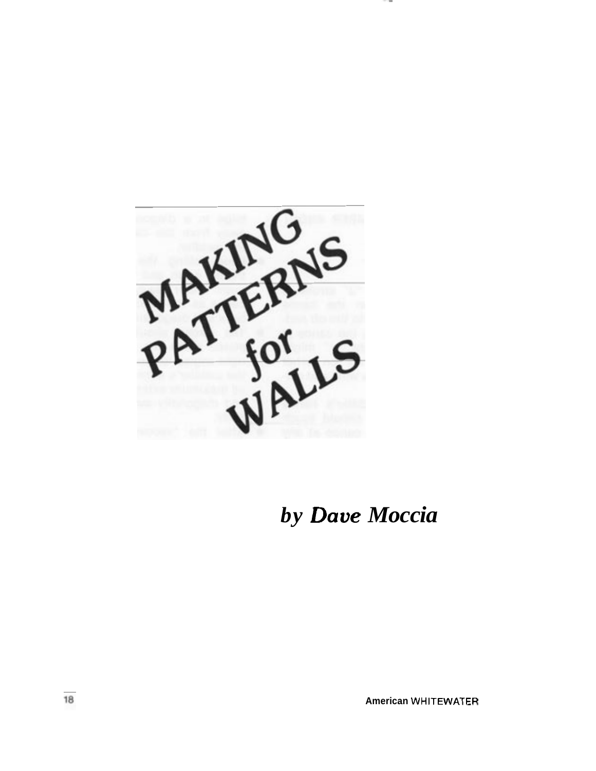# MAKING PATTERNS for WALLS

***by Dave Moccia***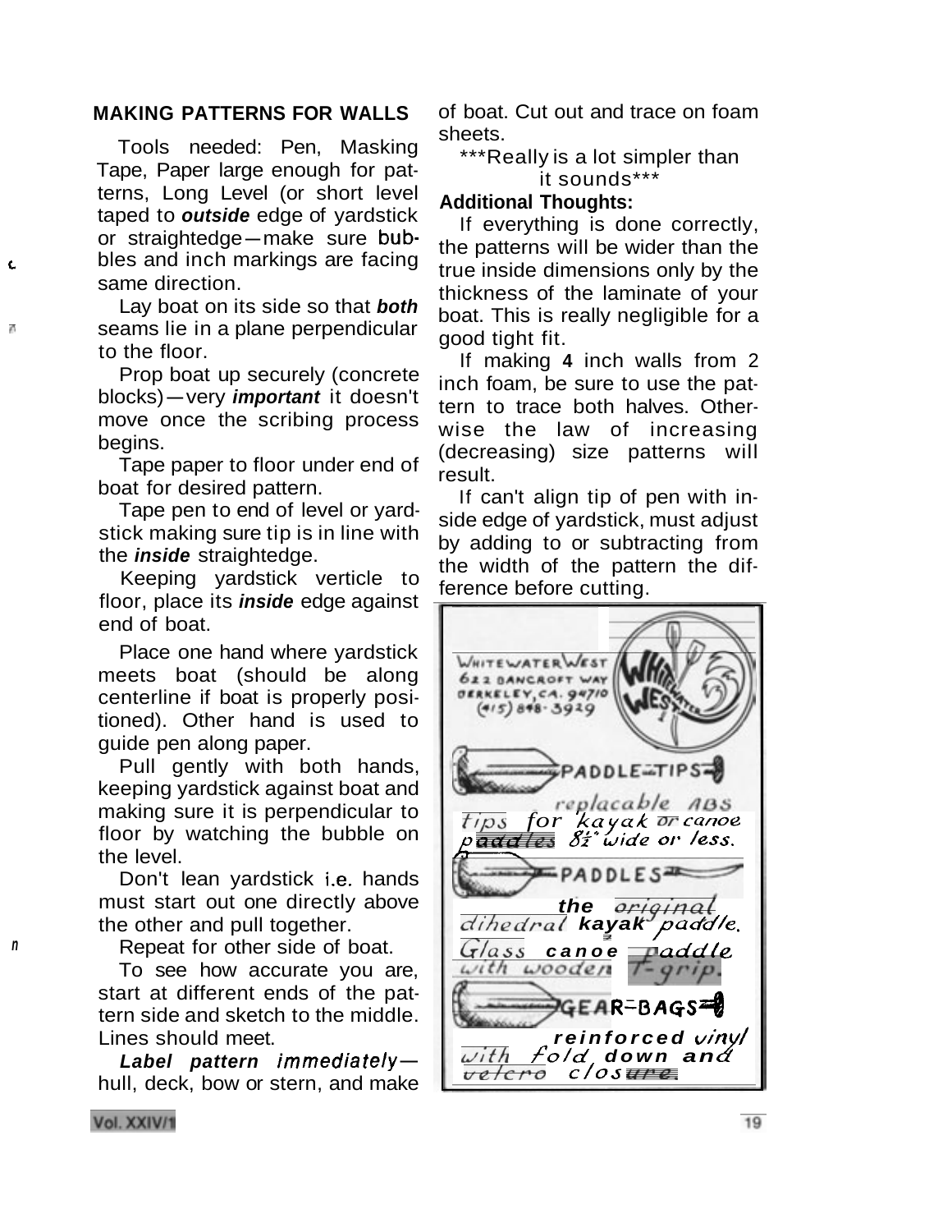## MAKING PATTERNS FOR WALLS

Tools needed: Pen, Masking Tape, Paper large enough for patterns, Long Level (or short level taped to ***outside*** edge of yardstick or straightedge—make sure bubbles and inch markings are facing same direction.

Lay boat on its side so that ***both*** seams lie in a plane perpendicular to the floor.

Prop boat up securely (concrete blocks)—very ***important*** it doesn't move once the scribing process begins.

Tape paper to floor under end of boat for desired pattern.

Tape pen to end of level or yardstick making sure tip is in line with the ***inside*** straightedge.

Keeping yardstick verticle to floor, place its ***inside*** edge against end of boat.

Place one hand where yardstick meets boat (should be along centerline if boat is properly positioned). Other hand is used to guide pen along paper.

Pull gently with both hands, keeping yardstick against boat and making sure it is perpendicular to floor by watching the bubble on the level.

Don't lean yardstick i.e. hands must start out one directly above the other and pull together.

Repeat for other side of boat.

To see how accurate you are, start at different ends of the pattern side and sketch to the middle. Lines should meet.

***Label pattern immediately***—hull, deck, bow or stern, and make of boat. Cut out and trace on foam sheets.

***Really is a lot simpler than it sounds***

**Additional Thoughts:**

If everything is done correctly, the patterns will be wider than the true inside dimensions only by the thickness of the laminate of your boat. This is really negligible for a good tight fit.

If making **4** inch walls from 2 inch foam, be sure to use the pattern to trace both halves. Otherwise the law of increasing (decreasing) size patterns will result.

If can't align tip of pen with inside edge of yardstick, must adjust by adding to or subtracting from the width of the pattern the difference before cutting.

---

WHITEWATER WEST
622 BANCROFT WAY
BERKELEY, CA. 94710
(415) 848-3929

PADDLE-TIPS
replacable ABS tips for kayak or canoe paddles 8½" wide or less.

PADDLES
the original dihedral kayak paddle.
Glass canoe paddle with wooden T-grip.

GEAR-BAGS
reinforced vinyl with fold down and velcro closure.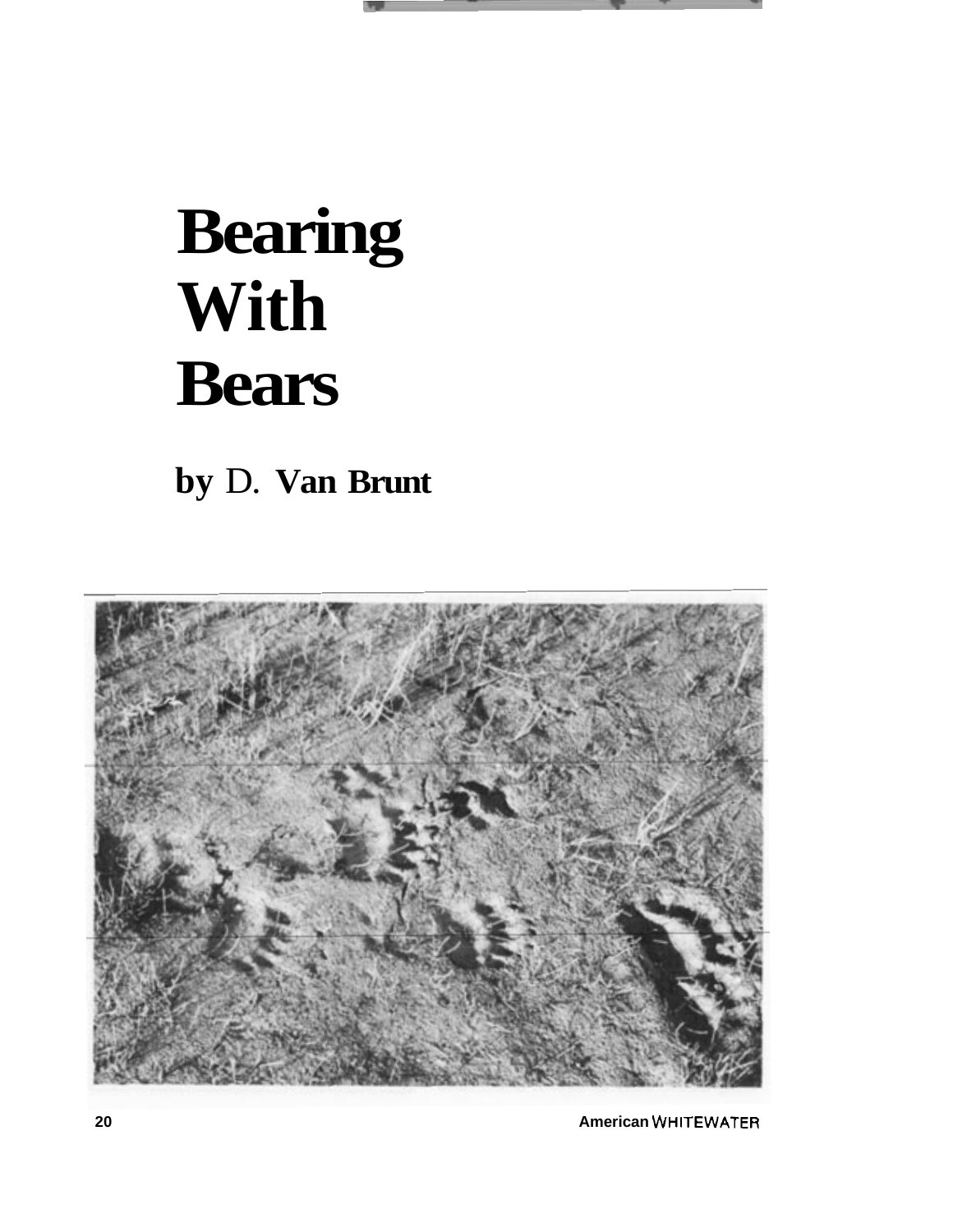# Bearing With Bears

**by D. Van Brunt**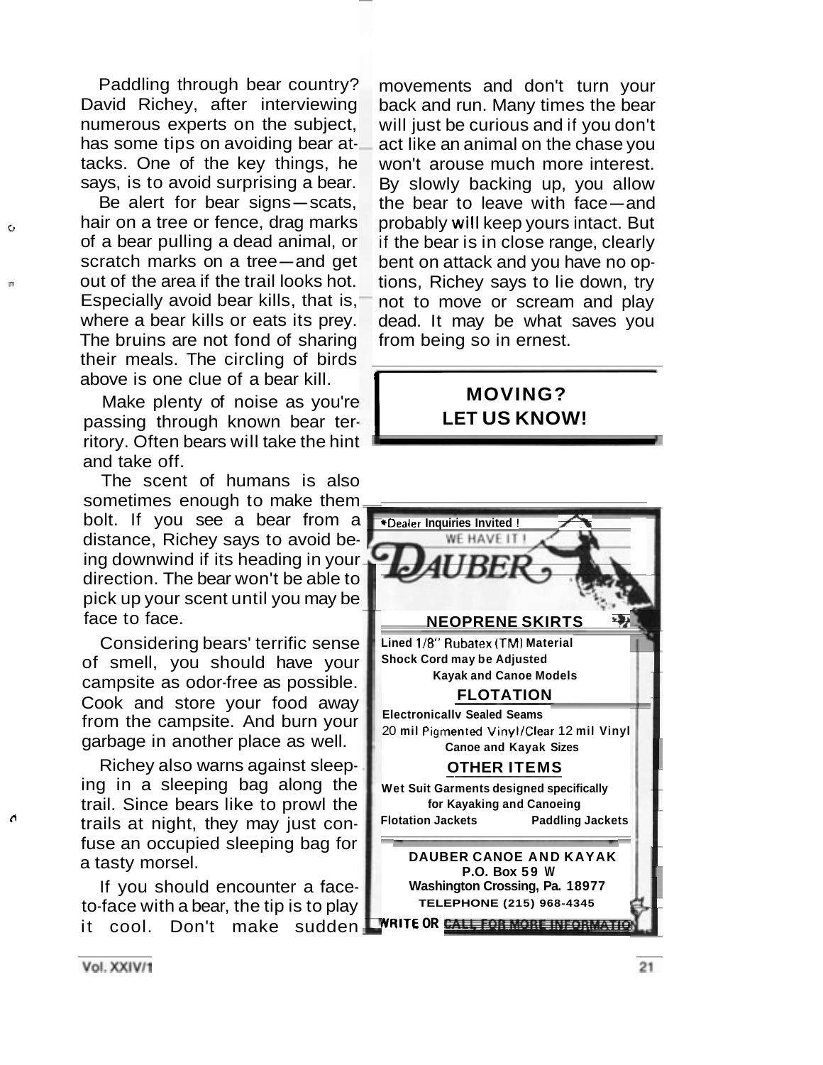Paddling through bear country? David Richey, after interviewing numerous experts on the subject, has some tips on avoiding bear attacks. One of the key things, he says, is to avoid surprising a bear.

Be alert for bear signs—scats, hair on a tree or fence, drag marks of a bear pulling a dead animal, or scratch marks on a tree—and get out of the area if the trail looks hot. Especially avoid bear kills, that is, where a bear kills or eats its prey. The bruins are not fond of sharing their meals. The circling of birds above is one clue of a bear kill.

Make plenty of noise as you're passing through known bear territory. Often bears will take the hint and take off.

The scent of humans is also sometimes enough to make them bolt. If you see a bear from a distance, Richey says to avoid being downwind if its heading in your direction. The bear won't be able to pick up your scent until you may be face to face.

Considering bears' terrific sense of smell, you should have your campsite as odor-free as possible. Cook and store your food away from the campsite. And burn your garbage in another place as well.

Richey also warns against sleeping in a sleeping bag along the trail. Since bears like to prowl the trails at night, they may just confuse an occupied sleeping bag for a tasty morsel.

If you should encounter a face-to-face with a bear, the tip is to play it cool. Don't make sudden movements and don't turn your back and run. Many times the bear will just be curious and if you don't act like an animal on the chase you won't arouse much more interest. By slowly backing up, you allow the bear to leave with face—and probably will keep yours intact. But if the bear is in close range, clearly bent on attack and you have no options, Richey says to lie down, try not to move or scream and play dead. It may be what saves you from being so in ernest.

**MOVING?**
**LET US KNOW!**

*Dealer Inquiries Invited !

WE HAVE IT !

DAUBER

**NEOPRENE SKIRTS**

**Lined 1/8" Rubatex (TM) Material**
**Shock Cord may be Adjusted**
**Kayak and Canoe Models**

**FLOTATION**

**Electronically Sealed Seams**
**20 mil Pigmented Vinyl/Clear 12 mil Vinyl**
**Canoe and Kayak Sizes**

**OTHER ITEMS**

**Wet Suit Garments designed specifically for Kayaking and Canoeing**
**Flotation Jackets** **Paddling Jackets**

**DAUBER CANOE AND KAYAK**
**P.O. Box 59 W**
**Washington Crossing, Pa. 18977**
**TELEPHONE (215) 968-4345**

**WRITE OR CALL FOR MORE INFORMATION**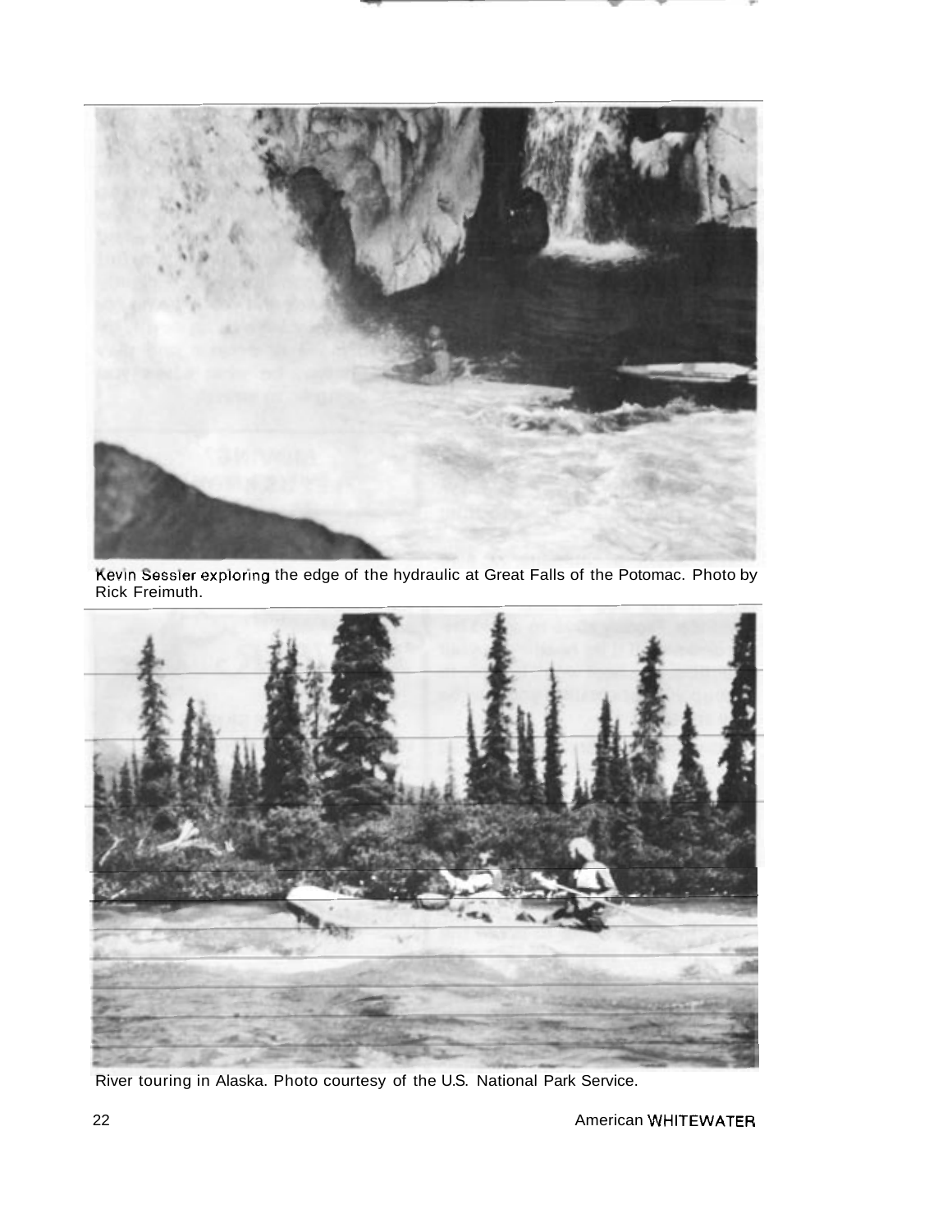Kevin Sessler exploring the edge of the hydraulic at Great Falls of the Potomac. Photo by Rick Freimuth.

River touring in Alaska. Photo courtesy of the U.S. National Park Service.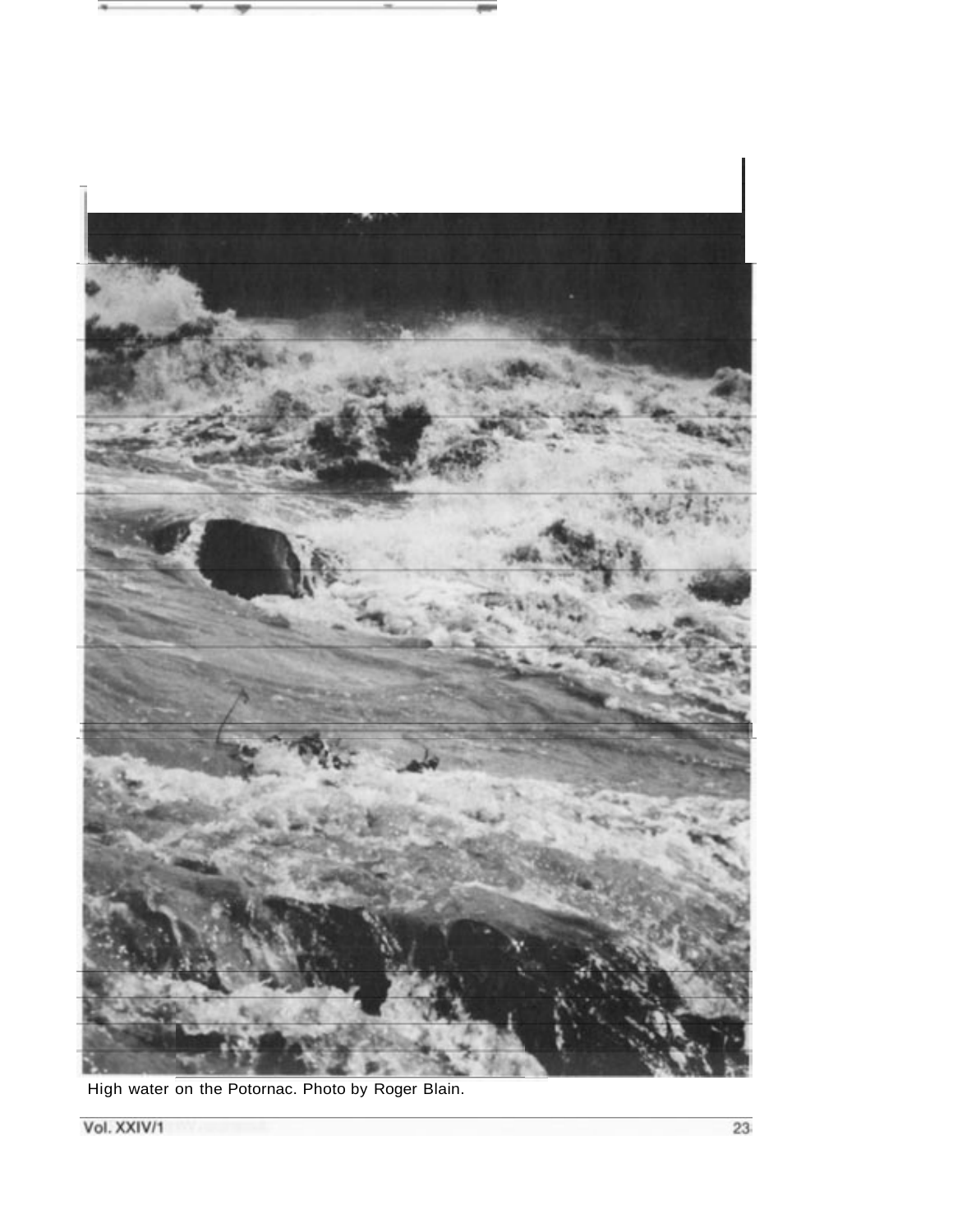High water on the Potornac. Photo by Roger Blain.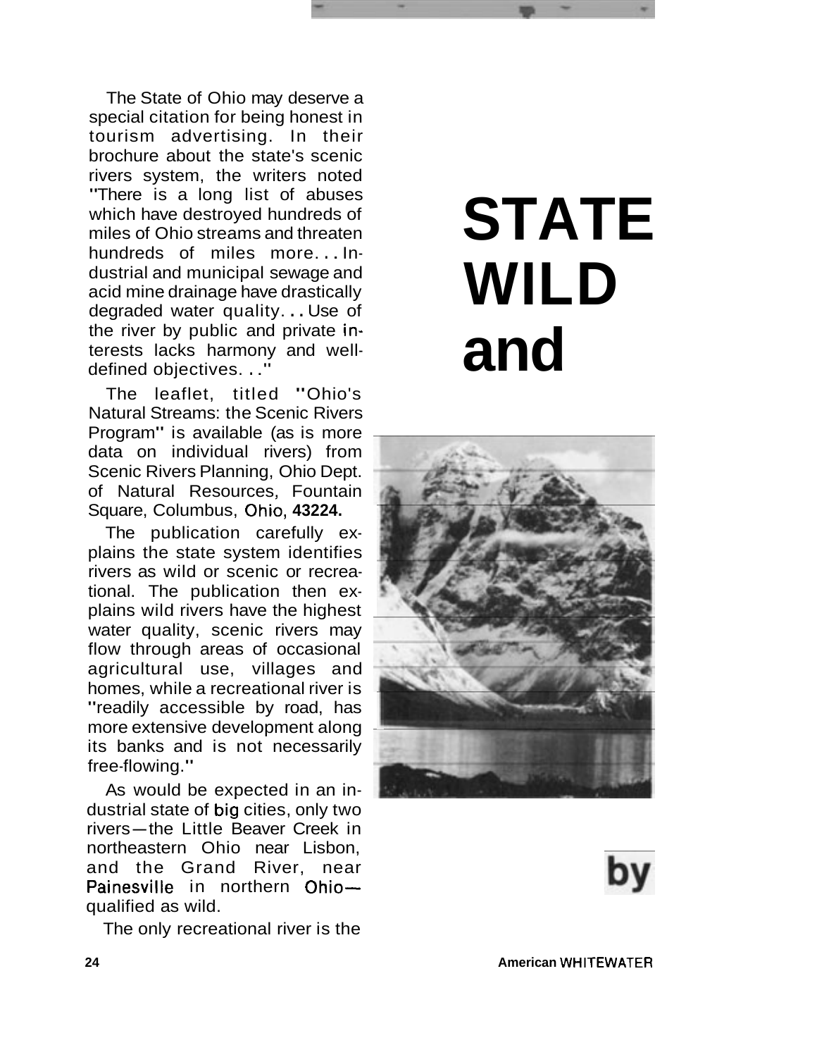# STATE WILD and

by

The State of Ohio may deserve a special citation for being honest in tourism advertising. In their brochure about the state's scenic rivers system, the writers noted "There is a long list of abuses which have destroyed hundreds of miles of Ohio streams and threaten hundreds of miles more... Industrial and municipal sewage and acid mine drainage have drastically degraded water quality... Use of the river by public and private interests lacks harmony and well-defined objectives..."

The leaflet, titled "Ohio's Natural Streams: the Scenic Rivers Program" is available (as is more data on individual rivers) from Scenic Rivers Planning, Ohio Dept. of Natural Resources, Fountain Square, Columbus, Ohio, **43224.**

The publication carefully explains the state system identifies rivers as wild or scenic or recreational. The publication then explains wild rivers have the highest water quality, scenic rivers may flow through areas of occasional agricultural use, villages and homes, while a recreational river is "readily accessible by road, has more extensive development along its banks and is not necessarily free-flowing."

As would be expected in an industrial state of big cities, only two rivers—the Little Beaver Creek in northeastern Ohio near Lisbon, and the Grand River, near Painesville in northern Ohio—qualified as wild.

The only recreational river is the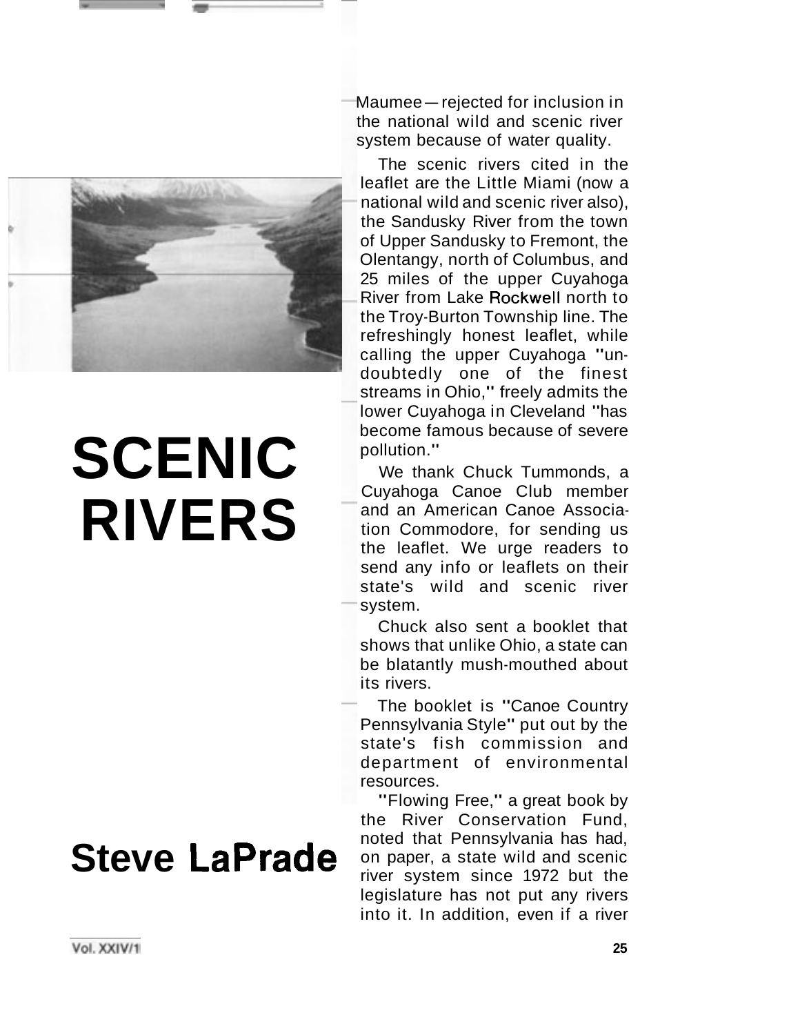# SCENIC RIVERS

## Steve LaPrade

Maumee — rejected for inclusion in the national wild and scenic river system because of water quality.

The scenic rivers cited in the leaflet are the Little Miami (now a national wild and scenic river also), the Sandusky River from the town of Upper Sandusky to Fremont, the Olentangy, north of Columbus, and 25 miles of the upper Cuyahoga River from Lake Rockwell north to the Troy-Burton Township line. The refreshingly honest leaflet, while calling the upper Cuyahoga "undoubtedly one of the finest streams in Ohio," freely admits the lower Cuyahoga in Cleveland "has become famous because of severe pollution."

We thank Chuck Tummonds, a Cuyahoga Canoe Club member and an American Canoe Association Commodore, for sending us the leaflet. We urge readers to send any info or leaflets on their state's wild and scenic river system.

Chuck also sent a booklet that shows that unlike Ohio, a state can be blatantly mush-mouthed about its rivers.

The booklet is "Canoe Country Pennsylvania Style" put out by the state's fish commission and department of environmental resources.

"Flowing Free," a great book by the River Conservation Fund, noted that Pennsylvania has had, on paper, a state wild and scenic river system since 1972 but the legislature has not put any rivers into it. In addition, even if a river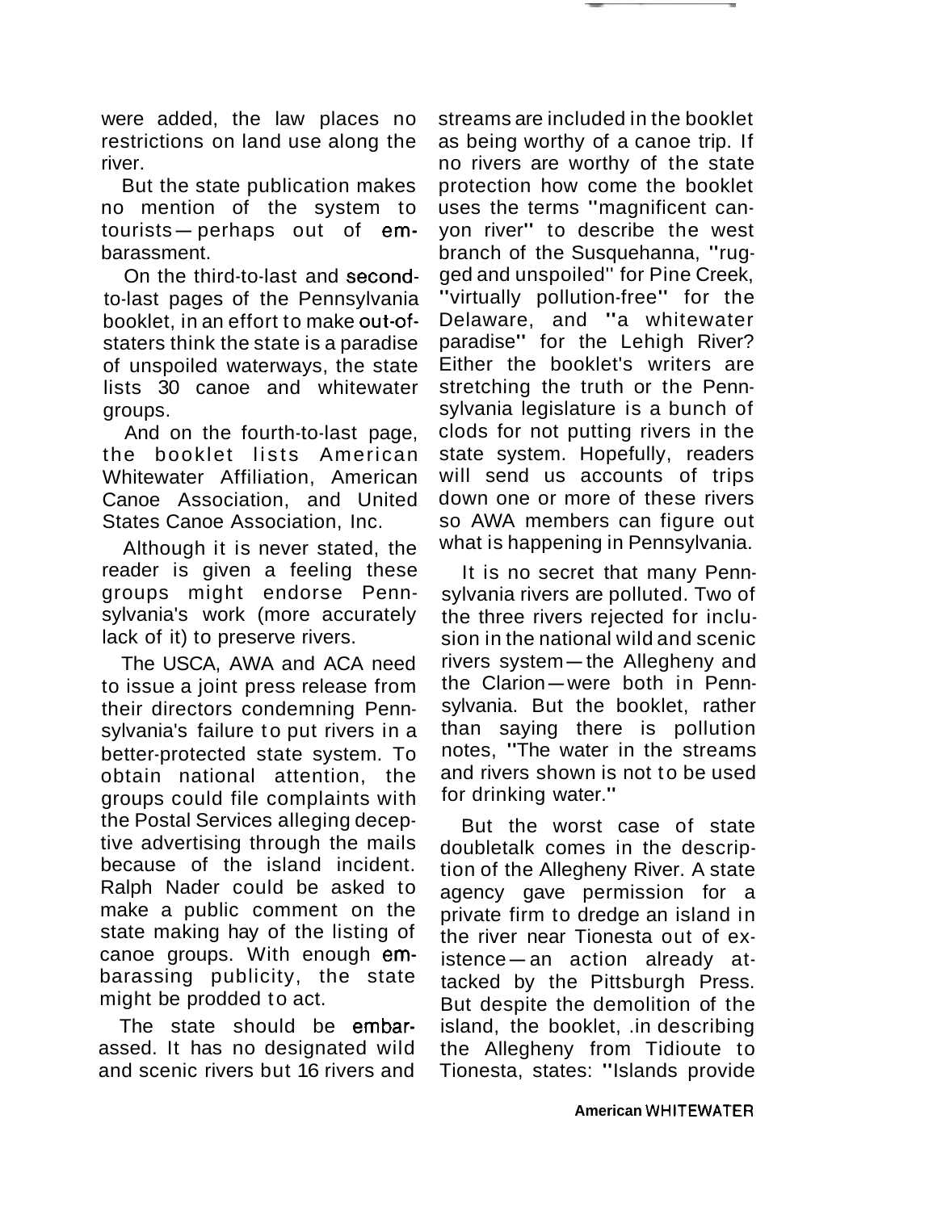were added, the law places no restrictions on land use along the river.

But the state publication makes no mention of the system to tourists—perhaps out of embarassment.

On the third-to-last and second-to-last pages of the Pennsylvania booklet, in an effort to make out-of-staters think the state is a paradise of unspoiled waterways, the state lists 30 canoe and whitewater groups.

And on the fourth-to-last page, the booklet lists American Whitewater Affiliation, American Canoe Association, and United States Canoe Association, Inc.

Although it is never stated, the reader is given a feeling these groups might endorse Pennsylvania's work (more accurately lack of it) to preserve rivers.

The USCA, AWA and ACA need to issue a joint press release from their directors condemning Pennsylvania's failure to put rivers in a better-protected state system. To obtain national attention, the groups could file complaints with the Postal Services alleging deceptive advertising through the mails because of the island incident. Ralph Nader could be asked to make a public comment on the state making hay of the listing of canoe groups. With enough embarassing publicity, the state might be prodded to act.

The state should be embarassed. It has no designated wild and scenic rivers but 16 rivers and streams are included in the booklet as being worthy of a canoe trip. If no rivers are worthy of the state protection how come the booklet uses the terms "magnificent canyon river" to describe the west branch of the Susquehanna, "rugged and unspoiled" for Pine Creek, "virtually pollution-free" for the Delaware, and "a whitewater paradise" for the Lehigh River? Either the booklet's writers are stretching the truth or the Pennsylvania legislature is a bunch of clods for not putting rivers in the state system. Hopefully, readers will send us accounts of trips down one or more of these rivers so AWA members can figure out what is happening in Pennsylvania.

It is no secret that many Pennsylvania rivers are polluted. Two of the three rivers rejected for inclusion in the national wild and scenic rivers system—the Allegheny and the Clarion—were both in Pennsylvania. But the booklet, rather than saying there is pollution notes, "The water in the streams and rivers shown is not to be used for drinking water."

But the worst case of state doubletalk comes in the description of the Allegheny River. A state agency gave permission for a private firm to dredge an island in the river near Tionesta out of existence—an action already attacked by the Pittsburgh Press. But despite the demolition of the island, the booklet, .in describing the Allegheny from Tidioute to Tionesta, states: "Islands provide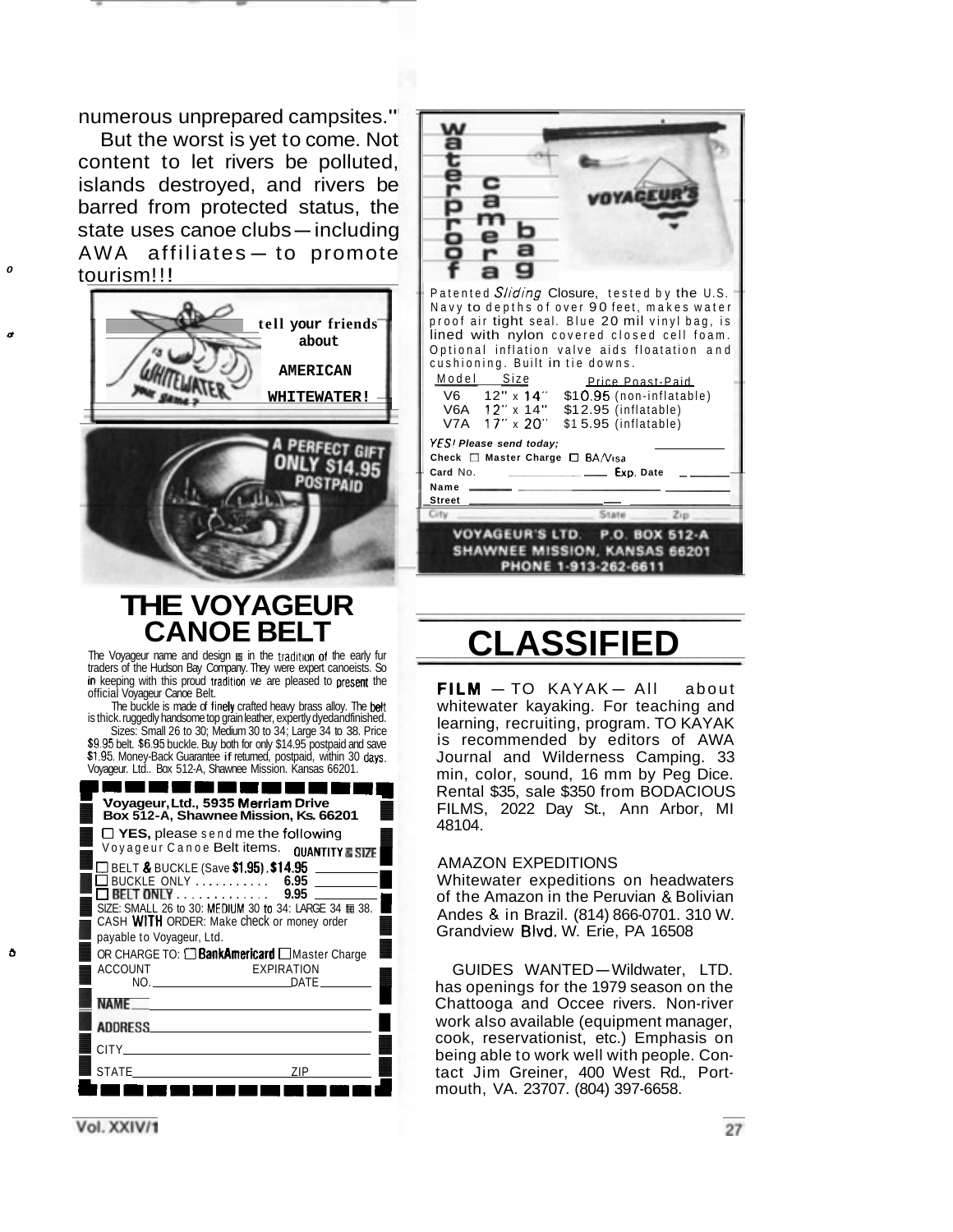numerous unprepared campsites."

But the worst is yet to come. Not content to let rivers be polluted, islands destroyed, and rivers be barred from protected status, the state uses canoe clubs—including AWA affiliates—to promote tourism!!!

tell your friends about AMERICAN WHITEWATER!

IS WHITEWATER YOUR GAME?

A PERFECT GIFT ONLY $14.95 POSTPAID

# THE VOYAGEUR CANOE BELT

The Voyageur name and design is in the tradition of the early fur traders of the Hudson Bay Company. They were expert canoeists. So in keeping with this proud tradition we are pleased to present the official Voyageur Canoe Belt.

The buckle is made of finely crafted heavy brass alloy. The belt is thick, ruggedly handsome top grain leather, expertly dyed and finished.

Sizes: Small 26 to 30; Medium 30 to 34; Large 34 to 38. Price $9.95 belt. $6.95 buckle. Buy both for only $14.95 postpaid and save $1.95. Money-Back Guarantee if returned, postpaid, within 30 days. Voyageur. Ltd., Box 512-A, Shawnee Mission. Kansas 66201.

**Voyageur, Ltd., 5935 Merriam Drive**
**Box 512-A, Shawnee Mission, Ks. 66201**

☐ **YES,** please send me the following Voyageur Canoe Belt items. QUANTITY & SIZE

☐ BELT & BUCKLE (Save $1.95) . $14.95 ________
☐ BUCKLE ONLY . . . . . . . . . . 6.95 ________
☐ BELT ONLY . . . . . . . . . . . . 9.95 ________

SIZE: SMALL 26 to 30: MEDIUM 30 to 34: LARGE 34 to 38.
CASH WITH ORDER: Make check or money order payable to Voyageur, Ltd.

OR CHARGE TO: ☐ BankAmericard ☐ Master Charge

ACCOUNT NO. ____________ EXPIRATION DATE ________

NAME ____________

ADDRESS ____________

CITY ____________

STATE ____________ ZIP ________

waterproof camera bag

VOYAGEUR'S

Patented *Sliding* Closure, tested by the U.S. Navy to depths of over 90 feet, makes water proof air tight seal. Blue 20 mil vinyl bag, is lined with nylon covered closed cell foam. Optional inflation valve aids floatation and cushioning. Built in tie downs.

| Model | Size | Price Poast-Paid |
|---|---|---|
| V6 | 12" x 14" | $10.95 (non-inflatable) |
| V6A | 12" x 14" | $12.95 (inflatable) |
| V7A | 17" x 20" | $15.95 (inflatable) |

*YES! Please send today;* ________
Check ☐ Master Charge ☐ BA/Visa
Card No. ____________ Exp. Date ________
Name ____________
Street ____________
City ____________ State ________ Zip ________

**VOYAGEUR'S LTD. P.O. BOX 512-A SHAWNEE MISSION, KANSAS 66201 PHONE 1-913-262-6611**

# CLASSIFIED

**FILM** — TO KAYAK — All about whitewater kayaking. For teaching and learning, recruiting, program. TO KAYAK is recommended by editors of AWA Journal and Wilderness Camping. 33 min, color, sound, 16 mm by Peg Dice. Rental $35, sale $350 from BODACIOUS FILMS, 2022 Day St., Ann Arbor, MI 48104.

AMAZON EXPEDITIONS
Whitewater expeditions on headwaters of the Amazon in the Peruvian & Bolivian Andes & in Brazil. (814) 866-0701. 310 W. Grandview Blvd. W. Erie, PA 16508

GUIDES WANTED—Wildwater, LTD. has openings for the 1979 season on the Chattooga and Occee rivers. Non-river work also available (equipment manager, cook, reservationist, etc.) Emphasis on being able to work well with people. Contact Jim Greiner, 400 West Rd., Portmouth, VA. 23707. (804) 397-6658.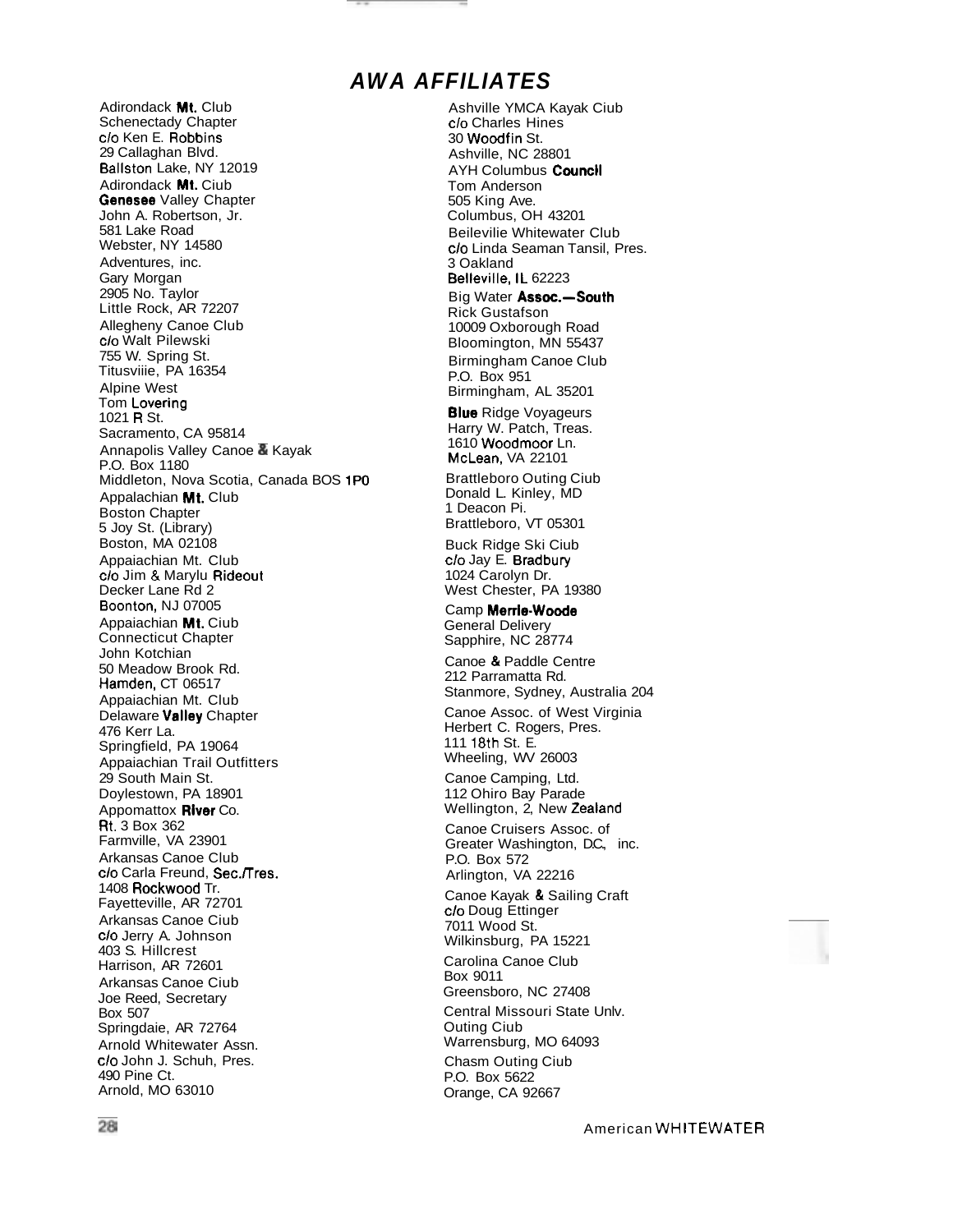## *AWA AFFILIATES*

Adirondack Mt. Club
Schenectady Chapter
c/o Ken E. Robbins
29 Callaghan Blvd.
Ballston Lake, NY 12019

Adirondack Mt. Ciub
Genesee Valley Chapter
John A. Robertson, Jr.
581 Lake Road
Webster, NY 14580

Adventures, inc.
Gary Morgan
2905 No. Taylor
Little Rock, AR 72207

Allegheny Canoe Club
c/o Walt Pilewski
755 W. Spring St.
Titusviiie, PA 16354

Alpine West
Tom Lovering
1021 R St.
Sacramento, CA 95814

Annapolis Valley Canoe & Kayak
P.O. Box 1180
Middleton, Nova Scotia, Canada BOS 1P0

Appalachian Mt. Club
Boston Chapter
5 Joy St. (Library)
Boston, MA 02108

Appaiachian Mt. Club
c/o Jim & Marylu Rideout
Decker Lane Rd 2
Boonton, NJ 07005

Appaiachian Mt. Ciub
Connecticut Chapter
John Kotchian
50 Meadow Brook Rd.
Hamden, CT 06517

Appaiachian Mt. Club
Delaware Valley Chapter
476 Kerr La.
Springfield, PA 19064

Appaiachian Trail Outfitters
29 South Main St.
Doylestown, PA 18901

Appomattox River Co.
Rt. 3 Box 362
Farmville, VA 23901

Arkansas Canoe Club
c/o Carla Freund, Sec./Tres.
1408 Rockwood Tr.
Fayetteville, AR 72701

Arkansas Canoe Ciub
c/o Jerry A. Johnson
403 S. Hillcrest
Harrison, AR 72601

Arkansas Canoe Ciub
Joe Reed, Secretary
Box 507
Springdaie, AR 72764

Arnold Whitewater Assn.
c/o John J. Schuh, Pres.
490 Pine Ct.
Arnold, MO 63010

Ashville YMCA Kayak Ciub
c/o Charles Hines
30 Woodfin St.
Ashville, NC 28801

AYH Columbus Council
Tom Anderson
505 King Ave.
Columbus, OH 43201

Beilevilie Whitewater Club
c/o Linda Seaman Tansil, Pres.
3 Oakland
Belleville, IL 62223

Big Water Assoc.—South
Rick Gustafson
10009 Oxborough Road
Bloomington, MN 55437

Birmingham Canoe Club
P.O. Box 951
Birmingham, AL 35201

Blue Ridge Voyageurs
Harry W. Patch, Treas.
1610 Woodmoor Ln.
McLean, VA 22101

Brattleboro Outing Ciub
Donald L. Kinley, MD
1 Deacon Pi.
Brattleboro, VT 05301

Buck Ridge Ski Ciub
c/o Jay E. Bradbury
1024 Carolyn Dr.
West Chester, PA 19380

Camp Merrie-Woode
General Delivery
Sapphire, NC 28774

Canoe & Paddle Centre
212 Parramatta Rd.
Stanmore, Sydney, Australia 204

Canoe Assoc. of West Virginia
Herbert C. Rogers, Pres.
111 18th St. E.
Wheeling, WV 26003

Canoe Camping, Ltd.
112 Ohiro Bay Parade
Wellington, 2, New Zealand

Canoe Cruisers Assoc. of
Greater Washington, D.C., inc.
P.O. Box 572
Arlington, VA 22216

Canoe Kayak & Sailing Craft
c/o Doug Ettinger
7011 Wood St.
Wilkinsburg, PA 15221

Carolina Canoe Club
Box 9011
Greensboro, NC 27408

Central Missouri State Unlv.
Outing Ciub
Warrensburg, MO 64093

Chasm Outing Ciub
P.O. Box 5622
Orange, CA 92667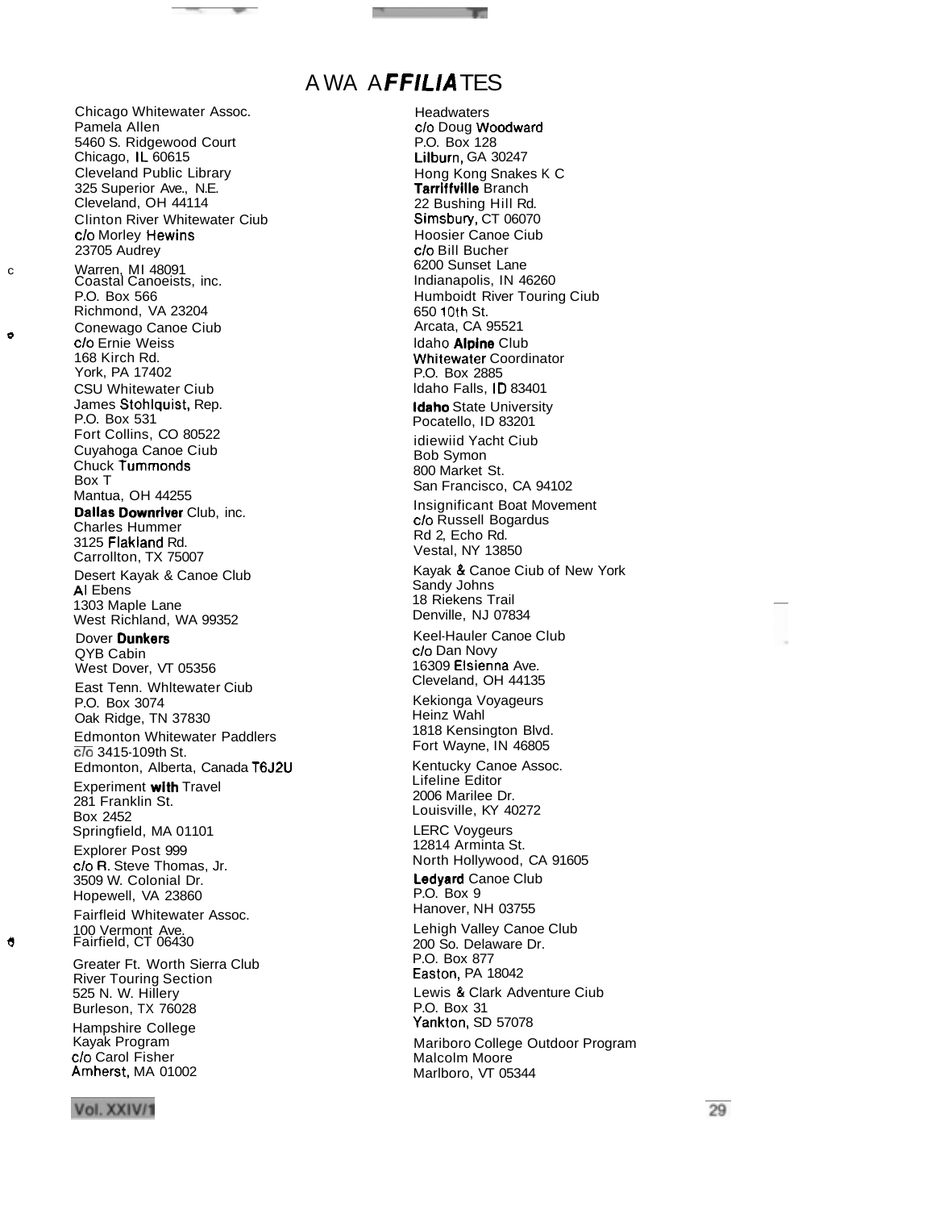# AWA AFFILIATES

Chicago Whitewater Assoc.
Pamela Allen
5460 S. Ridgewood Court
Chicago, IL 60615

Cleveland Public Library
325 Superior Ave., N.E.
Cleveland, OH 44114

Clinton River Whitewater Ciub
c/o Morley Hewins
23705 Audrey
Warren, MI 48091

Coastal Canoeists, inc.
P.O. Box 566
Richmond, VA 23204

Conewago Canoe Ciub
c/o Ernie Weiss
168 Kirch Rd.
York, PA 17402

CSU Whitewater Ciub
James Stohlquist, Rep.
P.O. Box 531
Fort Collins, CO 80522

Cuyahoga Canoe Ciub
Chuck Tummonds
Box T
Mantua, OH 44255

Dallas Downriver Club, inc.
Charles Hummer
3125 Flakland Rd.
Carrollton, TX 75007

Desert Kayak & Canoe Club
Al Ebens
1303 Maple Lane
West Richland, WA 99352

Dover Dunkers
QYB Cabin
West Dover, VT 05356

East Tenn. Whltewater Ciub
P.O. Box 3074
Oak Ridge, TN 37830

Edmonton Whitewater Paddlers
c/o 3415-109th St.
Edmonton, Alberta, Canada T6J2U

Experiment with Travel
281 Franklin St.
Box 2452
Springfield, MA 01101

Explorer Post 999
c/o R. Steve Thomas, Jr.
3509 W. Colonial Dr.
Hopewell, VA 23860

Fairfleid Whitewater Assoc.
100 Vermont Ave.
Fairfield, CT 06430

Greater Ft. Worth Sierra Club
River Touring Section
525 N. W. Hillery
Burleson, TX 76028

Hampshire College
Kayak Program
c/o Carol Fisher
Amherst, MA 01002

Headwaters
c/o Doug Woodward
P.O. Box 128
Lilburn, GA 30247

Hong Kong Snakes K C
Tarriffville Branch
22 Bushing Hill Rd.
Simsbury, CT 06070

Hoosier Canoe Ciub
c/o Bill Bucher
6200 Sunset Lane
Indianapolis, IN 46260

Humboldt River Touring Ciub
650 10th St.
Arcata, CA 95521

Idaho Alpine Club
Whitewater Coordinator
P.O. Box 2885
Idaho Falls, ID 83401

Idaho State University
Pocatello, ID 83201

idiewiid Yacht Ciub
Bob Symon
800 Market St.
San Francisco, CA 94102

Insignificant Boat Movement
c/o Russell Bogardus
Rd 2, Echo Rd.
Vestal, NY 13850

Kayak & Canoe Ciub of New York
Sandy Johns
18 Riekens Trail
Denville, NJ 07834

Keel-Hauler Canoe Club
c/o Dan Novy
16309 Elsienna Ave.
Cleveland, OH 44135

Kekionga Voyageurs
Heinz Wahl
1818 Kensington Blvd.
Fort Wayne, IN 46805

Kentucky Canoe Assoc.
Lifeline Editor
2006 Marilee Dr.
Louisville, KY 40272

LERC Voygeurs
12814 Arminta St.
North Hollywood, CA 91605

Ledyard Canoe Club
P.O. Box 9
Hanover, NH 03755

Lehigh Valley Canoe Club
200 So. Delaware Dr.
P.O. Box 877
Easton, PA 18042

Lewis & Clark Adventure Ciub
P.O. Box 31
Yankton, SD 57078

Mariboro College Outdoor Program
Malcolm Moore
Marlboro, VT 05344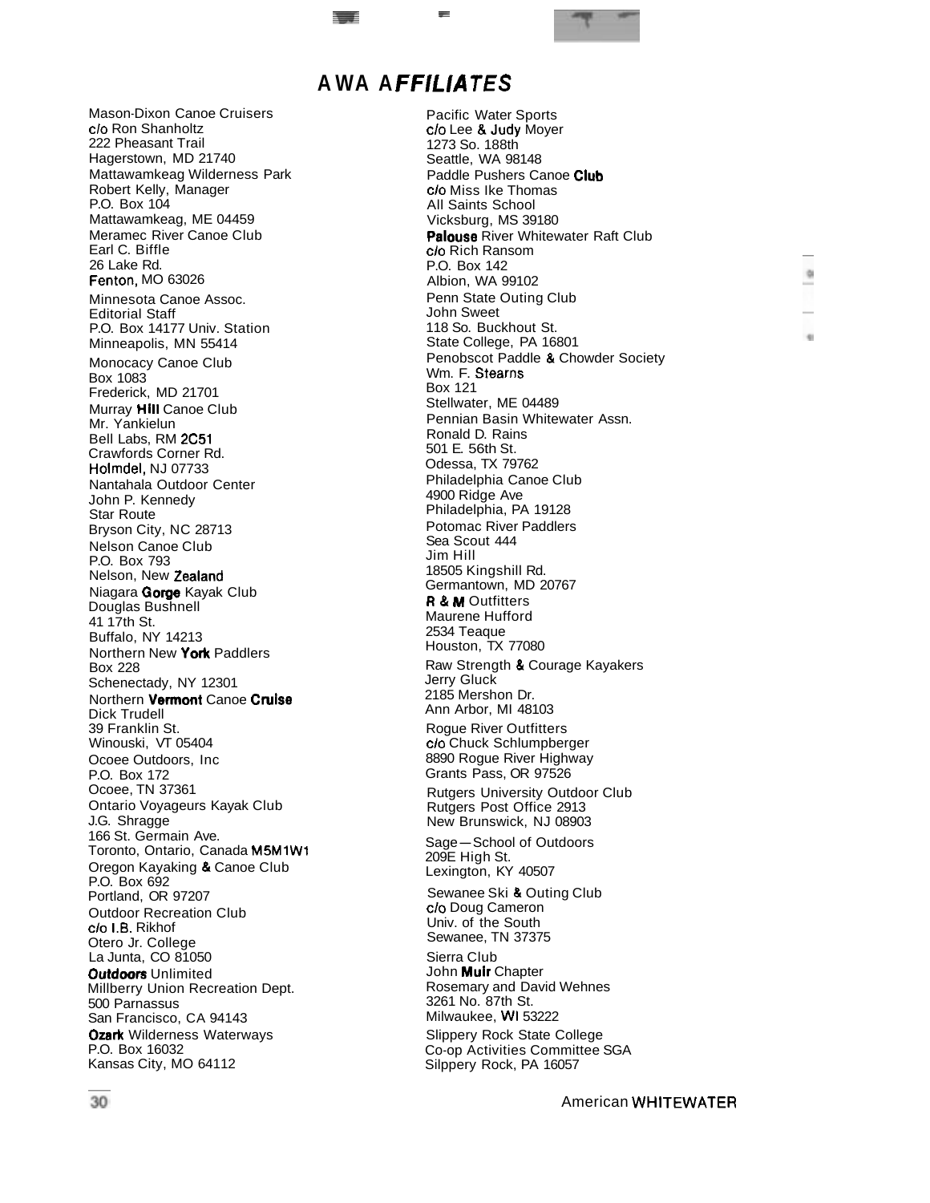# AWA AFFILIATES

Mason-Dixon Canoe Cruisers
c/o Ron Shanholtz
222 Pheasant Trail
Hagerstown, MD 21740

Mattawamkeag Wilderness Park
Robert Kelly, Manager
P.O. Box 104
Mattawamkeag, ME 04459

Meramec River Canoe Club
Earl C. Biffle
26 Lake Rd.
Fenton, MO 63026

Minnesota Canoe Assoc.
Editorial Staff
P.O. Box 14177 Univ. Station
Minneapolis, MN 55414

Monocacy Canoe Club
Box 1083
Frederick, MD 21701

Murray Hill Canoe Club
Mr. Yankielun
Bell Labs, RM 2C51
Crawfords Corner Rd.
Holmdel, NJ 07733

Nantahala Outdoor Center
John P. Kennedy
Star Route
Bryson City, NC 28713

Nelson Canoe Club
P.O. Box 793
Nelson, New Zealand

Niagara Gorge Kayak Club
Douglas Bushnell
41 17th St.
Buffalo, NY 14213

Northern New York Paddlers
Box 228
Schenectady, NY 12301

Northern Vermont Canoe Cruise
Dick Trudell
39 Franklin St.
Winouski, VT 05404

Ocoee Outdoors, Inc
P.O. Box 172
Ocoee, TN 37361

Ontario Voyageurs Kayak Club
J.G. Shragge
166 St. Germain Ave.
Toronto, Ontario, Canada M5M1W1

Oregon Kayaking & Canoe Club
P.O. Box 692
Portland, OR 97207

Outdoor Recreation Club
c/o I.B. Rikhof
Otero Jr. College
La Junta, CO 81050

Outdoors Unlimited
Millberry Union Recreation Dept.
500 Parnassus
San Francisco, CA 94143

Ozark Wilderness Waterways
P.O. Box 16032
Kansas City, MO 64112

Pacific Water Sports
c/o Lee & Judy Moyer
1273 So. 188th
Seattle, WA 98148

Paddle Pushers Canoe Club
c/o Miss Ike Thomas
All Saints School
Vicksburg, MS 39180

Palouse River Whitewater Raft Club
c/o Rich Ransom
P.O. Box 142
Albion, WA 99102

Penn State Outing Club
John Sweet
118 So. Buckhout St.
State College, PA 16801

Penobscot Paddle & Chowder Society
Wm. F. Stearns
Box 121
Stellwater, ME 04489

Pennian Basin Whitewater Assn.
Ronald D. Rains
501 E. 56th St.
Odessa, TX 79762

Philadelphia Canoe Club
4900 Ridge Ave
Philadelphia, PA 19128

Potomac River Paddlers
Sea Scout 444
Jim Hill
18505 Kingshill Rd.
Germantown, MD 20767

R & M Outfitters
Maurene Hufford
2534 Teaque
Houston, TX 77080

Raw Strength & Courage Kayakers
Jerry Gluck
2185 Mershon Dr.
Ann Arbor, MI 48103

Rogue River Outfitters
c/o Chuck Schlumpberger
8890 Rogue River Highway
Grants Pass, OR 97526

Rutgers University Outdoor Club
Rutgers Post Office 2913
New Brunswick, NJ 08903

Sage—School of Outdoors
209E High St.
Lexington, KY 40507

Sewanee Ski & Outing Club
c/o Doug Cameron
Univ. of the South
Sewanee, TN 37375

Sierra Club
John Muir Chapter
Rosemary and David Wehnes
3261 No. 87th St.
Milwaukee, WI 53222

Slippery Rock State College
Co-op Activities Committee SGA
Silppery Rock, PA 16057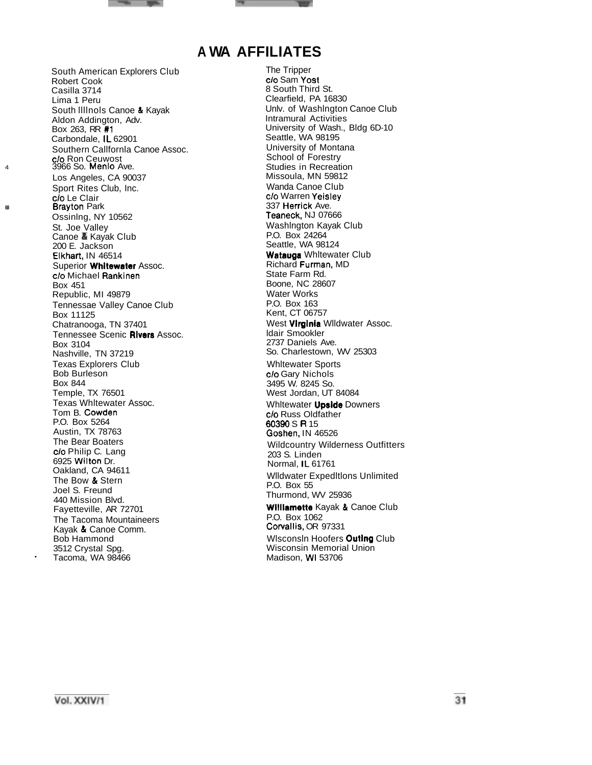# AWA AFFILIATES

South American Explorers Club
Robert Cook
Casilla 3714
Lima 1 Peru

South Illinois Canoe & Kayak
Aldon Addington, Adv.
Box 263, RR #1
Carbondale, IL 62901

Southern California Canoe Assoc.
c/o Ron Ceuwost
3966 So. Menlo Ave.
Los Angeles, CA 90037

Sport Rites Club, Inc.
c/o Le Clair
Brayton Park
Ossining, NY 10562

St. Joe Valley
Canoe & Kayak Club
200 E. Jackson
Elkhart, IN 46514

Superior Whitewater Assoc.
c/o Michael Rankinen
Box 451
Republic, MI 49879

Tennessae Valley Canoe Club
Box 11125
Chatranooga, TN 37401

Tennessee Scenic Rivers Assoc.
Box 3104
Nashville, TN 37219

Texas Explorers Club
Bob Burleson
Box 844
Temple, TX 76501

Texas Whitewater Assoc.
Tom B. Cowden
P.O. Box 5264
Austin, TX 78763

The Bear Boaters
c/o Philip C. Lang
6925 Wilton Dr.
Oakland, CA 94611

The Bow & Stern
Joel S. Freund
440 Mission Blvd.
Fayetteville, AR 72701

The Tacoma Mountaineers
Kayak & Canoe Comm.
Bob Hammond
3512 Crystal Spg.
Tacoma, WA 98466

The Tripper
c/o Sam Yost
8 South Third St.
Clearfield, PA 16830

Univ. of Washington Canoe Club
Intramural Activities
University of Wash., Bldg 6D-10
Seattle, WA 98195

University of Montana
School of Forestry
Studies in Recreation
Missoula, MN 59812

Wanda Canoe Club
c/o Warren Yeisley
337 Herrick Ave.
Teaneck, NJ 07666

Washington Kayak Club
P.O. Box 24264
Seattle, WA 98124

Watauga Whitewater Club
Richard Furman, MD
State Farm Rd.
Boone, NC 28607

Water Works
P.O. Box 163
Kent, CT 06757

West Virginia Wildwater Assoc.
Idair Smookler
2737 Daniels Ave.
So. Charlestown, WV 25303

Whitewater Sports
c/o Gary Nichols
3495 W. 8245 So.
West Jordan, UT 84084

Whitewater Upside Downers
c/o Russ Oldfather
60390 S R 15
Goshen, IN 46526

Wildcountry Wilderness Outfitters
203 S. Linden
Normal, IL 61761

Wildwater Expeditions Unlimited
P.O. Box 55
Thurmond, WV 25936

Willamette Kayak & Canoe Club
P.O. Box 1062
Corvallis, OR 97331

Wisconsin Hoofers Outing Club
Wisconsin Memorial Union
Madison, WI 53706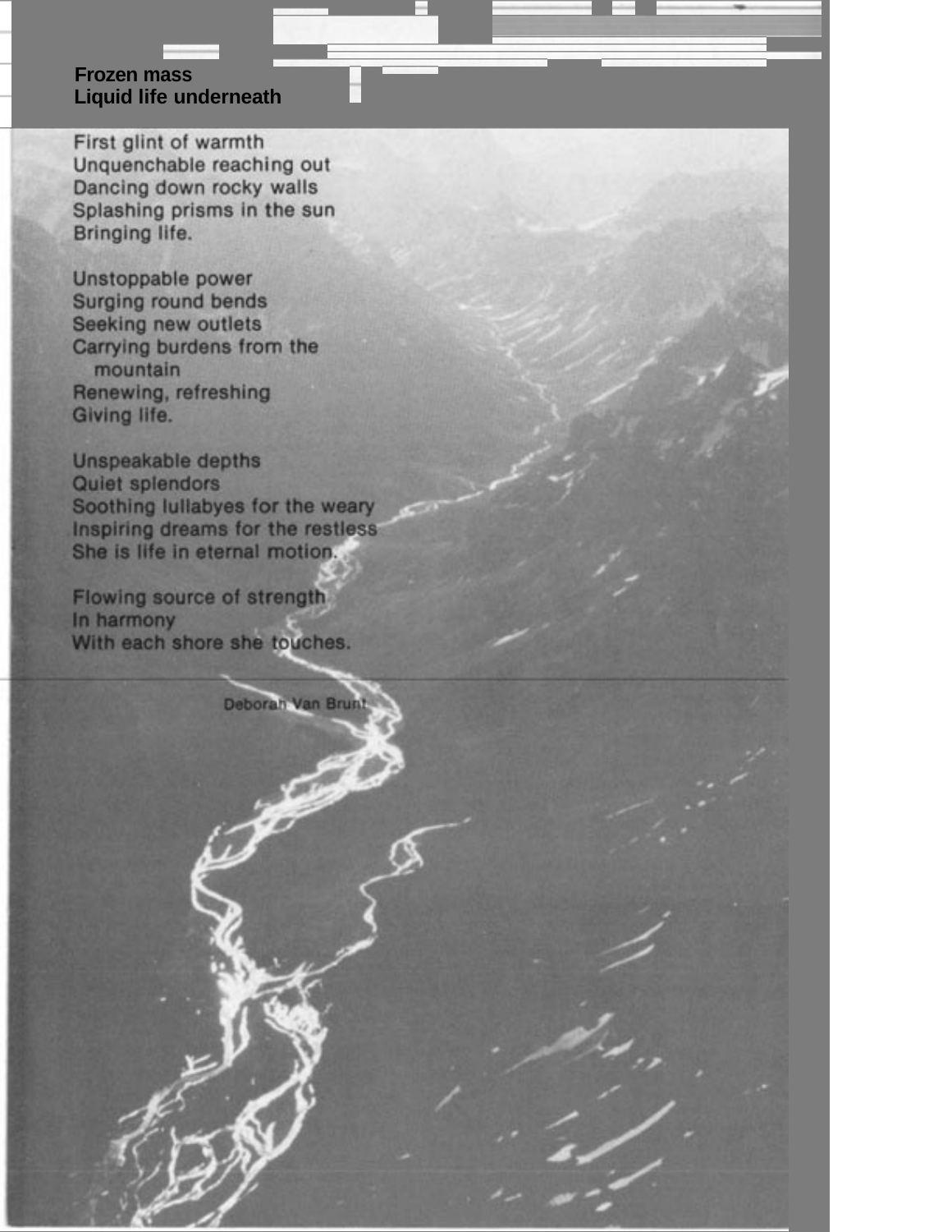**Frozen mass**
**Liquid life underneath**

First glint of warmth
Unquenchable reaching out
Dancing down rocky walls
Splashing prisms in the sun
Bringing life.

Unstoppable power
Surging round bends
Seeking new outlets
Carrying burdens from the
mountain
Renewing, refreshing
Giving life.

Unspeakable depths
Quiet splendors
Soothing lullabyes for the weary
Inspiring dreams for the restless
She is life in eternal motion.

Flowing source of strength
In harmony
With each shore she touches.

Deborah Van Brunt